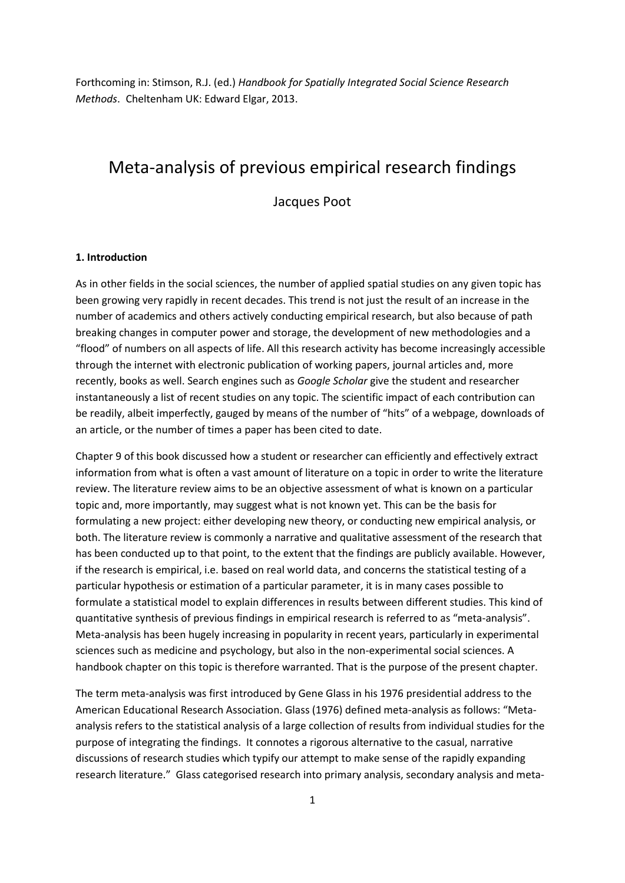Forthcoming in: Stimson, R.J. (ed.) *Handbook for Spatially Integrated Social Science Research Methods*. Cheltenham UK: Edward Elgar, 2013.

# Meta-analysis of previous empirical research findings

Jacques Poot

## 1. Introduction

As in other fields in the social sciences, the number of applied spatial studies on any given topic has been growing very rapidly in recent decades. This trend is not just the result of an increase in the number of academics and others actively conducting empirical research, but also because of path breaking changes in computer power and storage, the development of new methodologies and a "flood" of numbers on all aspects of life. All this research activity has become increasingly accessible through the internet with electronic publication of working papers, journal articles and, more recently, books as well. Search engines such as *Google Scholar* give the student and researcher instantaneously a list of recent studies on any topic. The scientific impact of each contribution can be readily, albeit imperfectly, gauged by means of the number of "hits" of a webpage, downloads of an article, or the number of times a paper has been cited to date.

Chapter 9 of this book discussed how a student or researcher can efficiently and effectively extract information from what is often a vast amount of literature on a topic in order to write the literature review. The literature review aims to be an objective assessment of what is known on a particular topic and, more importantly, may suggest what is not known yet. This can be the basis for formulating a new project: either developing new theory, or conducting new empirical analysis, or both. The literature review is commonly a narrative and qualitative assessment of the research that has been conducted up to that point, to the extent that the findings are publicly available. However, if the research is empirical, i.e. based on real world data, and concerns the statistical testing of a particular hypothesis or estimation of a particular parameter, it is in many cases possible to formulate a statistical model to explain differences in results between different studies. This kind of quantitative synthesis of previous findings in empirical research is referred to as "meta-analysis". Meta-analysis has been hugely increasing in popularity in recent years, particularly in experimental sciences such as medicine and psychology, but also in the non-experimental social sciences. A handbook chapter on this topic is therefore warranted. That is the purpose of the present chapter.

The term meta-analysis was first introduced by Gene Glass in his 1976 presidential address to the American Educational Research Association. Glass (1976) defined meta-analysis as follows: "Meta-analysis refers to the statistical analysis of a large collection of results from individual studies for the purpose of integrating the findings. It connotes a rigorous alternative to the casual, narrative discussions of research studies which typify our attempt to make sense of the rapidly expanding research literature." Glass categorised research into primary analysis, secondary analysis and meta-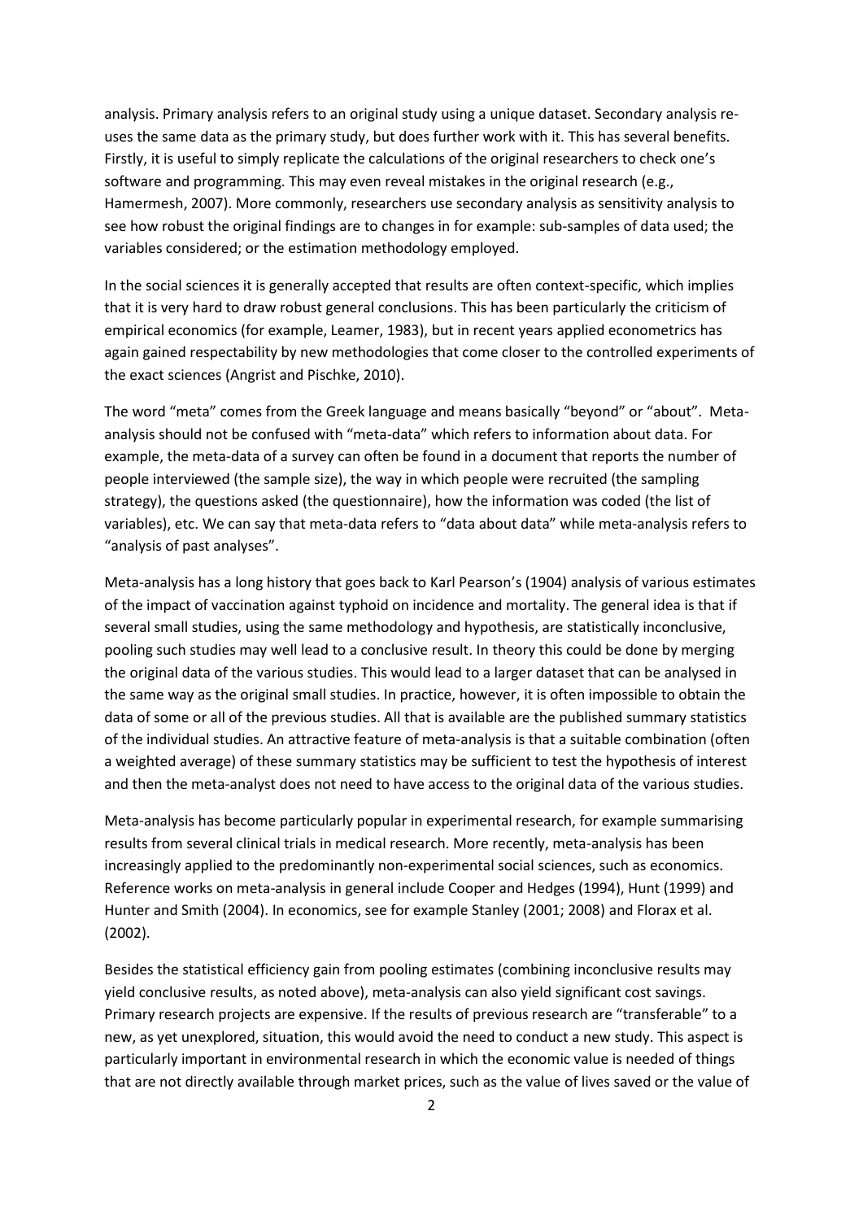analysis. Primary analysis refers to an original study using a unique dataset. Secondary analysis re-uses the same data as the primary study, but does further work with it. This has several benefits. Firstly, it is useful to simply replicate the calculations of the original researchers to check one's software and programming. This may even reveal mistakes in the original research (e.g., Hamermesh, 2007). More commonly, researchers use secondary analysis as sensitivity analysis to see how robust the original findings are to changes in for example: sub-samples of data used; the variables considered; or the estimation methodology employed.

In the social sciences it is generally accepted that results are often context-specific, which implies that it is very hard to draw robust general conclusions. This has been particularly the criticism of empirical economics (for example, Leamer, 1983), but in recent years applied econometrics has again gained respectability by new methodologies that come closer to the controlled experiments of the exact sciences (Angrist and Pischke, 2010).

The word "meta" comes from the Greek language and means basically "beyond" or "about". Meta-analysis should not be confused with "meta-data" which refers to information about data. For example, the meta-data of a survey can often be found in a document that reports the number of people interviewed (the sample size), the way in which people were recruited (the sampling strategy), the questions asked (the questionnaire), how the information was coded (the list of variables), etc. We can say that meta-data refers to "data about data" while meta-analysis refers to "analysis of past analyses".

Meta-analysis has a long history that goes back to Karl Pearson's (1904) analysis of various estimates of the impact of vaccination against typhoid on incidence and mortality. The general idea is that if several small studies, using the same methodology and hypothesis, are statistically inconclusive, pooling such studies may well lead to a conclusive result. In theory this could be done by merging the original data of the various studies. This would lead to a larger dataset that can be analysed in the same way as the original small studies. In practice, however, it is often impossible to obtain the data of some or all of the previous studies. All that is available are the published summary statistics of the individual studies. An attractive feature of meta-analysis is that a suitable combination (often a weighted average) of these summary statistics may be sufficient to test the hypothesis of interest and then the meta-analyst does not need to have access to the original data of the various studies.

Meta-analysis has become particularly popular in experimental research, for example summarising results from several clinical trials in medical research. More recently, meta-analysis has been increasingly applied to the predominantly non-experimental social sciences, such as economics. Reference works on meta-analysis in general include Cooper and Hedges (1994), Hunt (1999) and Hunter and Smith (2004). In economics, see for example Stanley (2001; 2008) and Florax et al. (2002).

Besides the statistical efficiency gain from pooling estimates (combining inconclusive results may yield conclusive results, as noted above), meta-analysis can also yield significant cost savings. Primary research projects are expensive. If the results of previous research are "transferable" to a new, as yet unexplored, situation, this would avoid the need to conduct a new study. This aspect is particularly important in environmental research in which the economic value is needed of things that are not directly available through market prices, such as the value of lives saved or the value of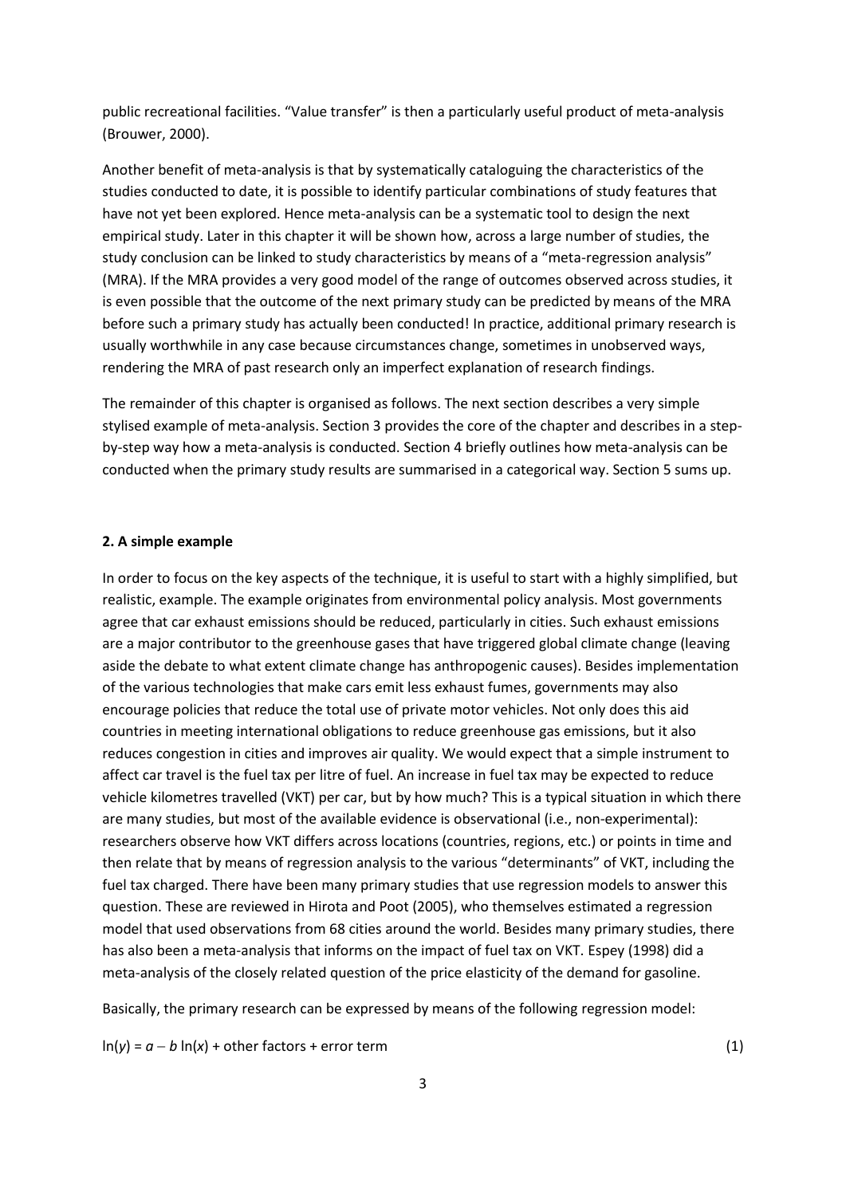public recreational facilities. "Value transfer" is then a particularly useful product of meta-analysis (Brouwer, 2000).

Another benefit of meta-analysis is that by systematically cataloguing the characteristics of the studies conducted to date, it is possible to identify particular combinations of study features that have not yet been explored. Hence meta-analysis can be a systematic tool to design the next empirical study. Later in this chapter it will be shown how, across a large number of studies, the study conclusion can be linked to study characteristics by means of a "meta-regression analysis" (MRA). If the MRA provides a very good model of the range of outcomes observed across studies, it is even possible that the outcome of the next primary study can be predicted by means of the MRA before such a primary study has actually been conducted! In practice, additional primary research is usually worthwhile in any case because circumstances change, sometimes in unobserved ways, rendering the MRA of past research only an imperfect explanation of research findings.

The remainder of this chapter is organised as follows. The next section describes a very simple stylised example of meta-analysis. Section 3 provides the core of the chapter and describes in a step-by-step way how a meta-analysis is conducted. Section 4 briefly outlines how meta-analysis can be conducted when the primary study results are summarised in a categorical way. Section 5 sums up.

## 2. A simple example

In order to focus on the key aspects of the technique, it is useful to start with a highly simplified, but realistic, example. The example originates from environmental policy analysis. Most governments agree that car exhaust emissions should be reduced, particularly in cities. Such exhaust emissions are a major contributor to the greenhouse gases that have triggered global climate change (leaving aside the debate to what extent climate change has anthropogenic causes). Besides implementation of the various technologies that make cars emit less exhaust fumes, governments may also encourage policies that reduce the total use of private motor vehicles. Not only does this aid countries in meeting international obligations to reduce greenhouse gas emissions, but it also reduces congestion in cities and improves air quality. We would expect that a simple instrument to affect car travel is the fuel tax per litre of fuel. An increase in fuel tax may be expected to reduce vehicle kilometres travelled (VKT) per car, but by how much? This is a typical situation in which there are many studies, but most of the available evidence is observational (i.e., non-experimental): researchers observe how VKT differs across locations (countries, regions, etc.) or points in time and then relate that by means of regression analysis to the various "determinants" of VKT, including the fuel tax charged. There have been many primary studies that use regression models to answer this question. These are reviewed in Hirota and Poot (2005), who themselves estimated a regression model that used observations from 68 cities around the world. Besides many primary studies, there has also been a meta-analysis that informs on the impact of fuel tax on VKT. Espey (1998) did a meta-analysis of the closely related question of the price elasticity of the demand for gasoline.

Basically, the primary research can be expressed by means of the following regression model:

$$\ln(y) = a - b\ln(x) + \text{other factors} + \text{error term} \tag{1}$$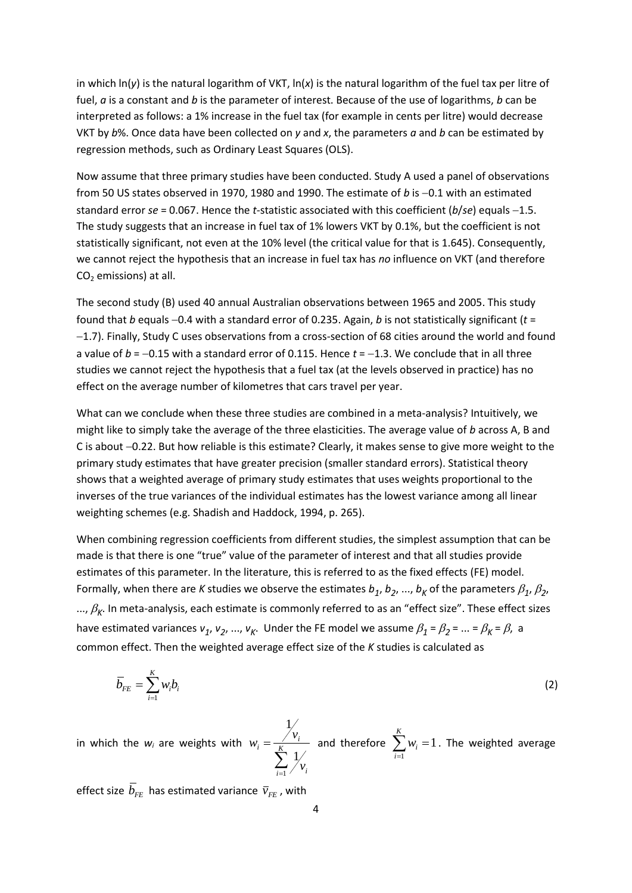in which ln(*y*) is the natural logarithm of VKT, ln(*x*) is the natural logarithm of the fuel tax per litre of fuel, *a* is a constant and *b* is the parameter of interest. Because of the use of logarithms, *b* can be interpreted as follows: a 1% increase in the fuel tax (for example in cents per litre) would decrease VKT by *b*%. Once data have been collected on *y* and *x*, the parameters *a* and *b* can be estimated by regression methods, such as Ordinary Least Squares (OLS).

Now assume that three primary studies have been conducted. Study A used a panel of observations from 50 US states observed in 1970, 1980 and 1990. The estimate of *b* is −0.1 with an estimated standard error *se* = 0.067. Hence the *t*-statistic associated with this coefficient (*b*/*se*) equals −1.5. The study suggests that an increase in fuel tax of 1% lowers VKT by 0.1%, but the coefficient is not statistically significant, not even at the 10% level (the critical value for that is 1.645). Consequently, we cannot reject the hypothesis that an increase in fuel tax has *no* influence on VKT (and therefore $CO_2$ emissions) at all.

The second study (B) used 40 annual Australian observations between 1965 and 2005. This study found that *b* equals −0.4 with a standard error of 0.235. Again, *b* is not statistically significant (*t* = −1.7). Finally, Study C uses observations from a cross-section of 68 cities around the world and found a value of *b* = −0.15 with a standard error of 0.115. Hence *t* = −1.3. We conclude that in all three studies we cannot reject the hypothesis that a fuel tax (at the levels observed in practice) has no effect on the average number of kilometres that cars travel per year.

What can we conclude when these three studies are combined in a meta-analysis? Intuitively, we might like to simply take the average of the three elasticities. The average value of *b* across A, B and C is about −0.22. But how reliable is this estimate? Clearly, it makes sense to give more weight to the primary study estimates that have greater precision (smaller standard errors). Statistical theory shows that a weighted average of primary study estimates that uses weights proportional to the inverses of the true variances of the individual estimates has the lowest variance among all linear weighting schemes (e.g. Shadish and Haddock, 1994, p. 265).

When combining regression coefficients from different studies, the simplest assumption that can be made is that there is one "true" value of the parameter of interest and that all studies provide estimates of this parameter. In the literature, this is referred to as the fixed effects (FE) model. Formally, when there are *K* studies we observe the estimates $b_1, b_2, \ldots, b_K$ of the parameters $\beta_1, \beta_2, \ldots, \beta_K$. In meta-analysis, each estimate is commonly referred to as an "effect size". These effect sizes have estimated variances $v_1, v_2, \ldots, v_K$. Under the FE model we assume $\beta_1 = \beta_2 = \ldots = \beta_K = \beta$, a common effect. Then the weighted average effect size of the *K* studies is calculated as

$$\bar{b}_{FE} = \sum_{i=1}^{K} w_i b_i \tag{2}$$

in which the $w_i$ are weights with $w_i = \frac{1/v_i}{\sum_{i=1}^{K} 1/v_i}$ and therefore $\sum_{i=1}^{K} w_i = 1$. The weighted average effect size $\bar{b}_{FE}$ has estimated variance $\bar{v}_{FE}$, with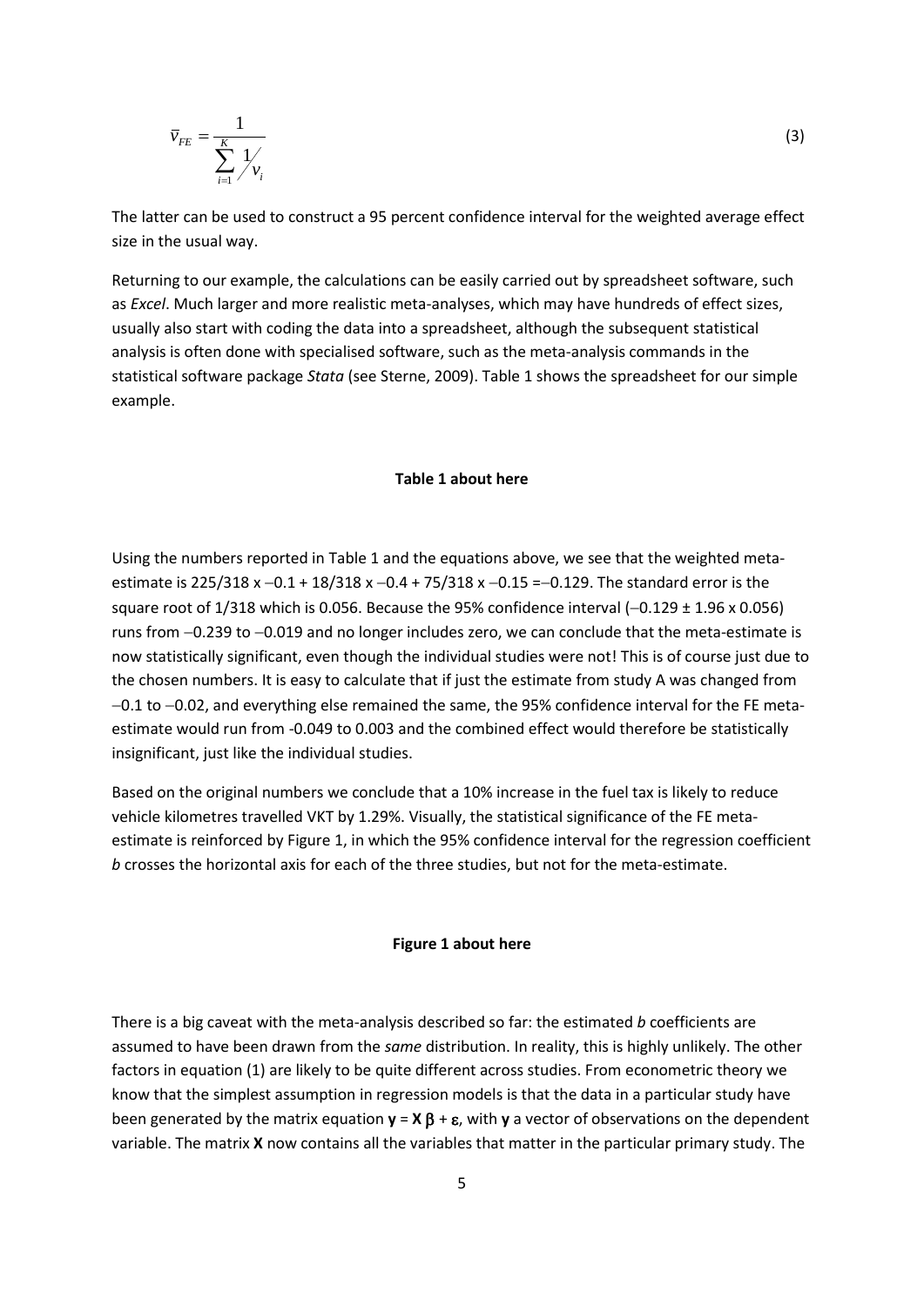$$\bar{v}_{FE} = \frac{1}{\sum_{i=1}^{K} \frac{1}{v_i}} \tag{3}$$

The latter can be used to construct a 95 percent confidence interval for the weighted average effect size in the usual way.

Returning to our example, the calculations can be easily carried out by spreadsheet software, such as *Excel*. Much larger and more realistic meta-analyses, which may have hundreds of effect sizes, usually also start with coding the data into a spreadsheet, although the subsequent statistical analysis is often done with specialised software, such as the meta-analysis commands in the statistical software package *Stata* (see Sterne, 2009). Table 1 shows the spreadsheet for our simple example.

**Table 1 about here**

Using the numbers reported in Table 1 and the equations above, we see that the weighted meta-estimate is 225/318 x −0.1 + 18/318 x −0.4 + 75/318 x −0.15 =−0.129. The standard error is the square root of 1/318 which is 0.056. Because the 95% confidence interval (−0.129 ± 1.96 x 0.056) runs from −0.239 to −0.019 and no longer includes zero, we can conclude that the meta-estimate is now statistically significant, even though the individual studies were not! This is of course just due to the chosen numbers. It is easy to calculate that if just the estimate from study A was changed from −0.1 to −0.02, and everything else remained the same, the 95% confidence interval for the FE meta-estimate would run from -0.049 to 0.003 and the combined effect would therefore be statistically insignificant, just like the individual studies.

Based on the original numbers we conclude that a 10% increase in the fuel tax is likely to reduce vehicle kilometres travelled VKT by 1.29%. Visually, the statistical significance of the FE meta-estimate is reinforced by Figure 1, in which the 95% confidence interval for the regression coefficient *b* crosses the horizontal axis for each of the three studies, but not for the meta-estimate.

**Figure 1 about here**

There is a big caveat with the meta-analysis described so far: the estimated *b* coefficients are assumed to have been drawn from the *same* distribution. In reality, this is highly unlikely. The other factors in equation (1) are likely to be quite different across studies. From econometric theory we know that the simplest assumption in regression models is that the data in a particular study have been generated by the matrix equation $\mathbf{y} = \mathbf{X}\beta + \varepsilon$, with $\mathbf{y}$ a vector of observations on the dependent variable. The matrix $\mathbf{X}$ now contains all the variables that matter in the particular primary study. The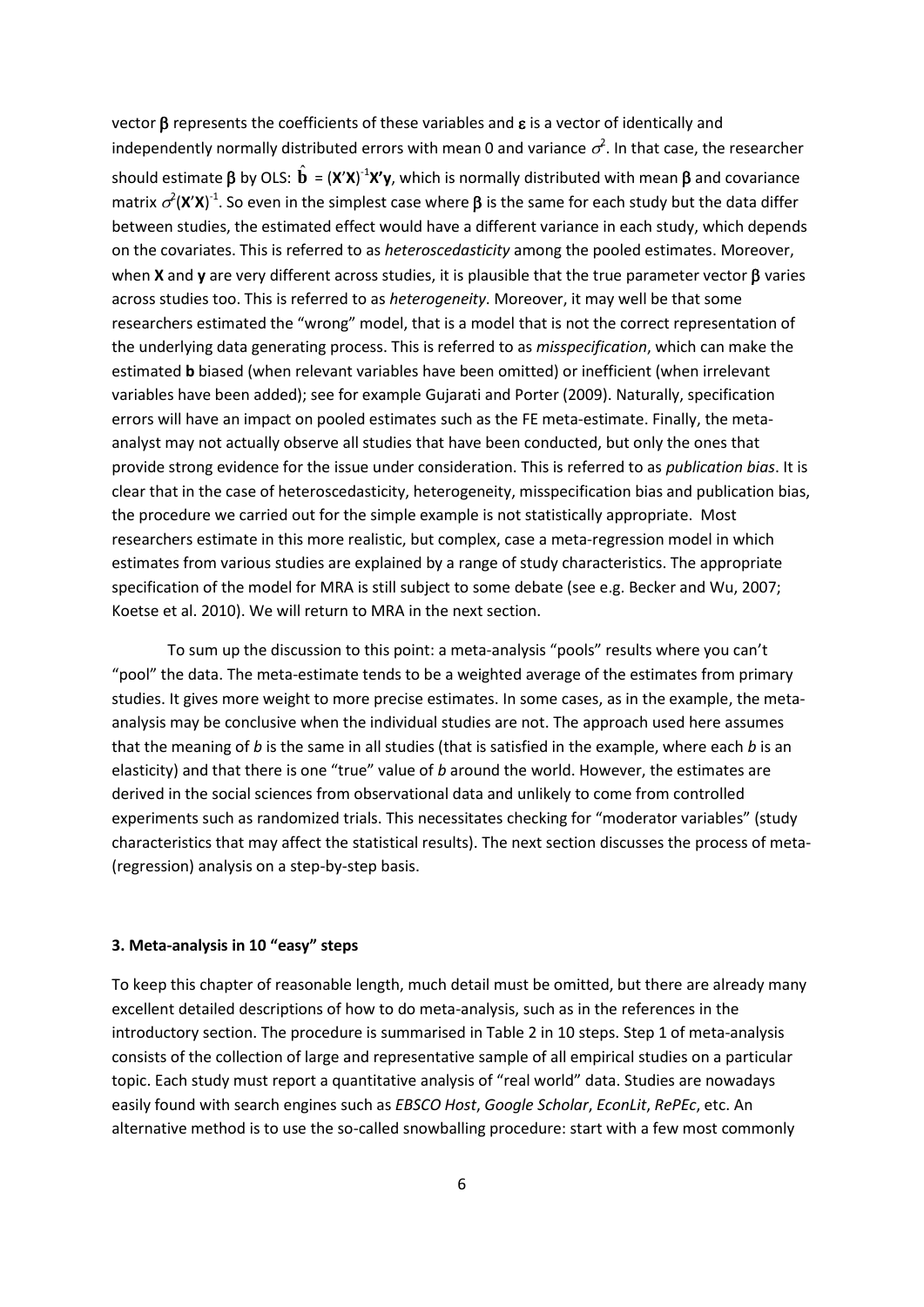vector $\boldsymbol{\beta}$ represents the coefficients of these variables and $\boldsymbol{\varepsilon}$ is a vector of identically and independently normally distributed errors with mean 0 and variance $\sigma^2$. In that case, the researcher should estimate $\boldsymbol{\beta}$ by OLS: $\hat{\mathbf{b}} = (\mathbf{X}'\mathbf{X})^{-1}\mathbf{X}'\mathbf{y}$, which is normally distributed with mean $\boldsymbol{\beta}$ and covariance matrix $\sigma^2(\mathbf{X}'\mathbf{X})^{-1}$. So even in the simplest case where $\boldsymbol{\beta}$ is the same for each study but the data differ between studies, the estimated effect would have a different variance in each study, which depends on the covariates. This is referred to as *heteroscedasticity* among the pooled estimates. Moreover, when $\mathbf{X}$ and $\mathbf{y}$ are very different across studies, it is plausible that the true parameter vector $\boldsymbol{\beta}$ varies across studies too. This is referred to as *heterogeneity*. Moreover, it may well be that some researchers estimated the "wrong" model, that is a model that is not the correct representation of the underlying data generating process. This is referred to as *misspecification*, which can make the estimated $\mathbf{b}$ biased (when relevant variables have been omitted) or inefficient (when irrelevant variables have been added); see for example Gujarati and Porter (2009). Naturally, specification errors will have an impact on pooled estimates such as the FE meta-estimate. Finally, the meta-analyst may not actually observe all studies that have been conducted, but only the ones that provide strong evidence for the issue under consideration. This is referred to as *publication bias*. It is clear that in the case of heteroscedasticity, heterogeneity, misspecification bias and publication bias, the procedure we carried out for the simple example is not statistically appropriate. Most researchers estimate in this more realistic, but complex, case a meta-regression model in which estimates from various studies are explained by a range of study characteristics. The appropriate specification of the model for MRA is still subject to some debate (see e.g. Becker and Wu, 2007; Koetse et al. 2010). We will return to MRA in the next section.

To sum up the discussion to this point: a meta-analysis "pools" results where you can't "pool" the data. The meta-estimate tends to be a weighted average of the estimates from primary studies. It gives more weight to more precise estimates. In some cases, as in the example, the meta-analysis may be conclusive when the individual studies are not. The approach used here assumes that the meaning of *b* is the same in all studies (that is satisfied in the example, where each *b* is an elasticity) and that there is one "true" value of *b* around the world. However, the estimates are derived in the social sciences from observational data and unlikely to come from controlled experiments such as randomized trials. This necessitates checking for "moderator variables" (study characteristics that may affect the statistical results). The next section discusses the process of meta-(regression) analysis on a step-by-step basis.

### 3. Meta-analysis in 10 "easy" steps

To keep this chapter of reasonable length, much detail must be omitted, but there are already many excellent detailed descriptions of how to do meta-analysis, such as in the references in the introductory section. The procedure is summarised in Table 2 in 10 steps. Step 1 of meta-analysis consists of the collection of large and representative sample of all empirical studies on a particular topic. Each study must report a quantitative analysis of "real world" data. Studies are nowadays easily found with search engines such as *EBSCO Host*, *Google Scholar*, *EconLit*, *RePEc*, etc. An alternative method is to use the so-called snowballing procedure: start with a few most commonly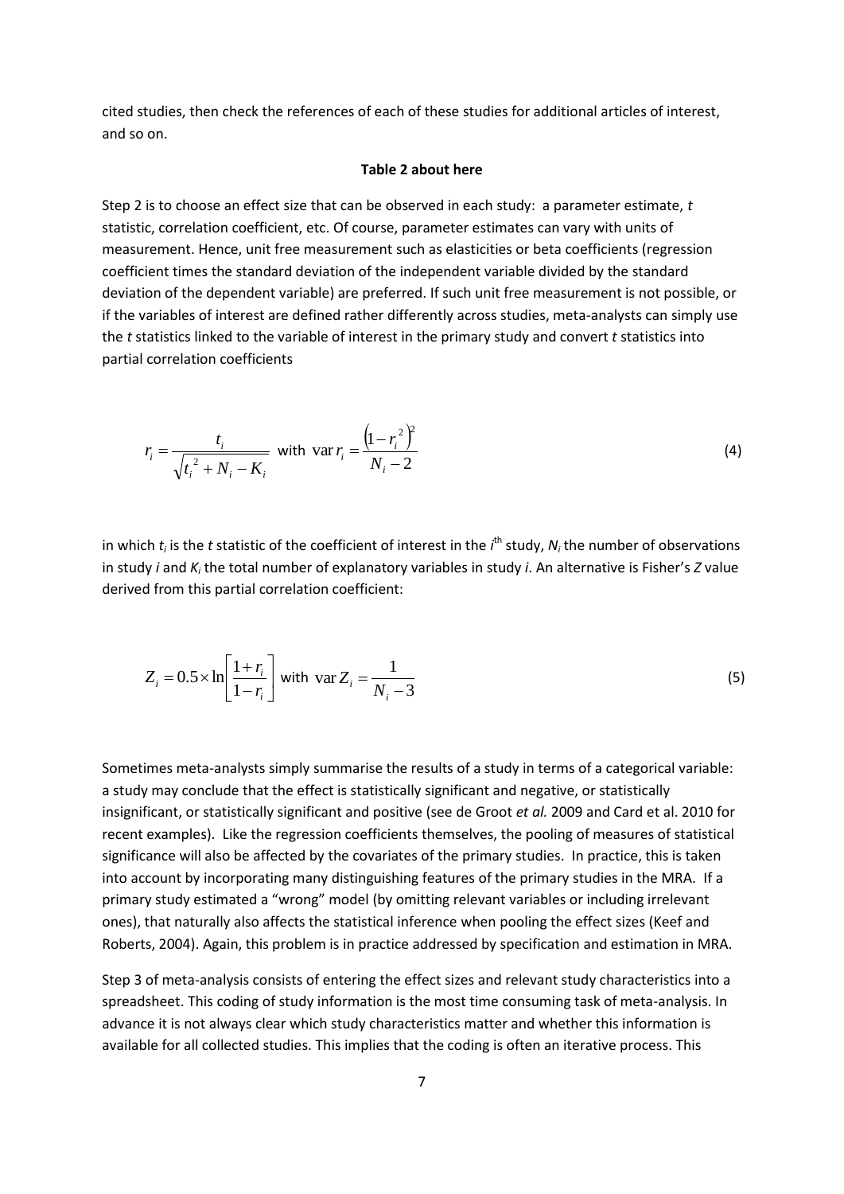cited studies, then check the references of each of these studies for additional articles of interest, and so on.

**Table 2 about here**

Step 2 is to choose an effect size that can be observed in each study: a parameter estimate, *t* statistic, correlation coefficient, etc. Of course, parameter estimates can vary with units of measurement. Hence, unit free measurement such as elasticities or beta coefficients (regression coefficient times the standard deviation of the independent variable divided by the standard deviation of the dependent variable) are preferred. If such unit free measurement is not possible, or if the variables of interest are defined rather differently across studies, meta-analysts can simply use the *t* statistics linked to the variable of interest in the primary study and convert *t* statistics into partial correlation coefficients

$$r_i = \frac{t_i}{\sqrt{t_i^2 + N_i - K_i}} \text{ with } \operatorname{var} r_i = \frac{\left(1 - r_i^2\right)^2}{N_i - 2} \tag{4}$$

in which $t_i$ is the *t* statistic of the coefficient of interest in the $i^{\text{th}}$ study, $N_i$ the number of observations in study *i* and $K_i$ the total number of explanatory variables in study *i*. An alternative is Fisher's *Z* value derived from this partial correlation coefficient:

$$Z_i = 0.5 \times \ln\left[\frac{1 + r_i}{1 - r_i}\right] \text{ with } \operatorname{var} Z_i = \frac{1}{N_i - 3} \tag{5}$$

Sometimes meta-analysts simply summarise the results of a study in terms of a categorical variable: a study may conclude that the effect is statistically significant and negative, or statistically insignificant, or statistically significant and positive (see de Groot *et al.* 2009 and Card et al. 2010 for recent examples). Like the regression coefficients themselves, the pooling of measures of statistical significance will also be affected by the covariates of the primary studies. In practice, this is taken into account by incorporating many distinguishing features of the primary studies in the MRA. If a primary study estimated a "wrong" model (by omitting relevant variables or including irrelevant ones), that naturally also affects the statistical inference when pooling the effect sizes (Keef and Roberts, 2004). Again, this problem is in practice addressed by specification and estimation in MRA.

Step 3 of meta-analysis consists of entering the effect sizes and relevant study characteristics into a spreadsheet. This coding of study information is the most time consuming task of meta-analysis. In advance it is not always clear which study characteristics matter and whether this information is available for all collected studies. This implies that the coding is often an iterative process. This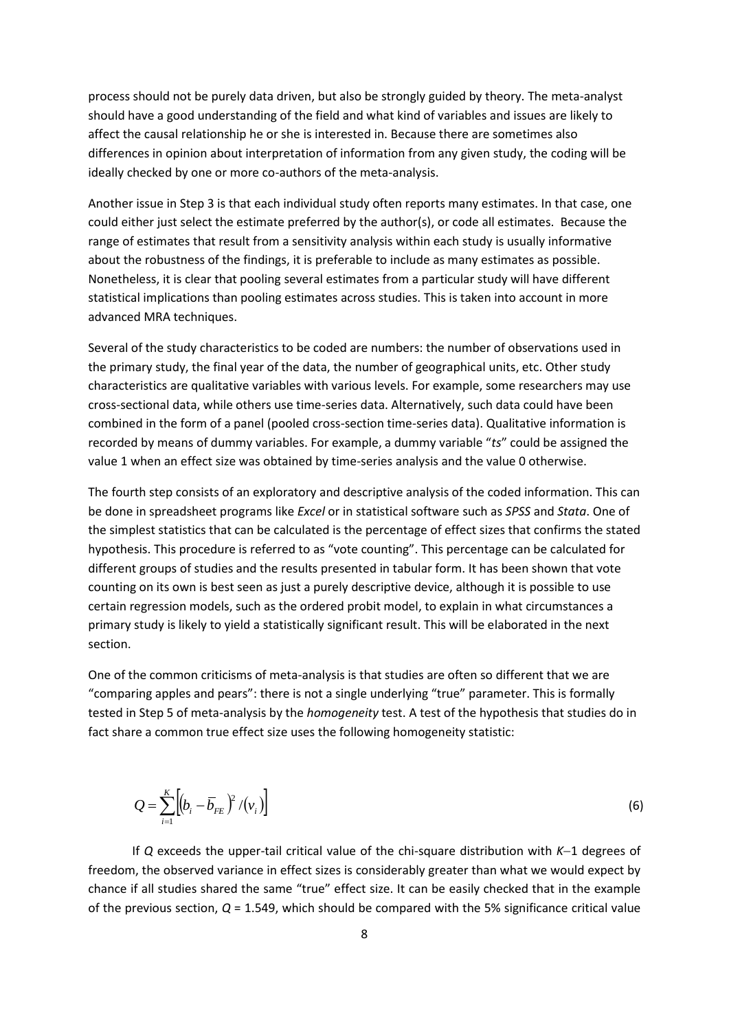process should not be purely data driven, but also be strongly guided by theory. The meta-analyst should have a good understanding of the field and what kind of variables and issues are likely to affect the causal relationship he or she is interested in. Because there are sometimes also differences in opinion about interpretation of information from any given study, the coding will be ideally checked by one or more co-authors of the meta-analysis.

Another issue in Step 3 is that each individual study often reports many estimates. In that case, one could either just select the estimate preferred by the author(s), or code all estimates. Because the range of estimates that result from a sensitivity analysis within each study is usually informative about the robustness of the findings, it is preferable to include as many estimates as possible. Nonetheless, it is clear that pooling several estimates from a particular study will have different statistical implications than pooling estimates across studies. This is taken into account in more advanced MRA techniques.

Several of the study characteristics to be coded are numbers: the number of observations used in the primary study, the final year of the data, the number of geographical units, etc. Other study characteristics are qualitative variables with various levels. For example, some researchers may use cross-sectional data, while others use time-series data. Alternatively, such data could have been combined in the form of a panel (pooled cross-section time-series data). Qualitative information is recorded by means of dummy variables. For example, a dummy variable "*ts*" could be assigned the value 1 when an effect size was obtained by time-series analysis and the value 0 otherwise.

The fourth step consists of an exploratory and descriptive analysis of the coded information. This can be done in spreadsheet programs like *Excel* or in statistical software such as *SPSS* and *Stata*. One of the simplest statistics that can be calculated is the percentage of effect sizes that confirms the stated hypothesis. This procedure is referred to as "vote counting". This percentage can be calculated for different groups of studies and the results presented in tabular form. It has been shown that vote counting on its own is best seen as just a purely descriptive device, although it is possible to use certain regression models, such as the ordered probit model, to explain in what circumstances a primary study is likely to yield a statistically significant result. This will be elaborated in the next section.

One of the common criticisms of meta-analysis is that studies are often so different that we are "comparing apples and pears": there is not a single underlying "true" parameter. This is formally tested in Step 5 of meta-analysis by the *homogeneity* test. A test of the hypothesis that studies do in fact share a common true effect size uses the following homogeneity statistic:

$$Q = \sum_{i=1}^{K} \left[ \left( b_i - \bar{b}_{FE} \right)^2 / \left( v_i \right) \right] \tag{6}$$

If $Q$ exceeds the upper-tail critical value of the chi-square distribution with $K-1$ degrees of freedom, the observed variance in effect sizes is considerably greater than what we would expect by chance if all studies shared the same "true" effect size. It can be easily checked that in the example of the previous section, $Q = 1.549$, which should be compared with the 5% significance critical value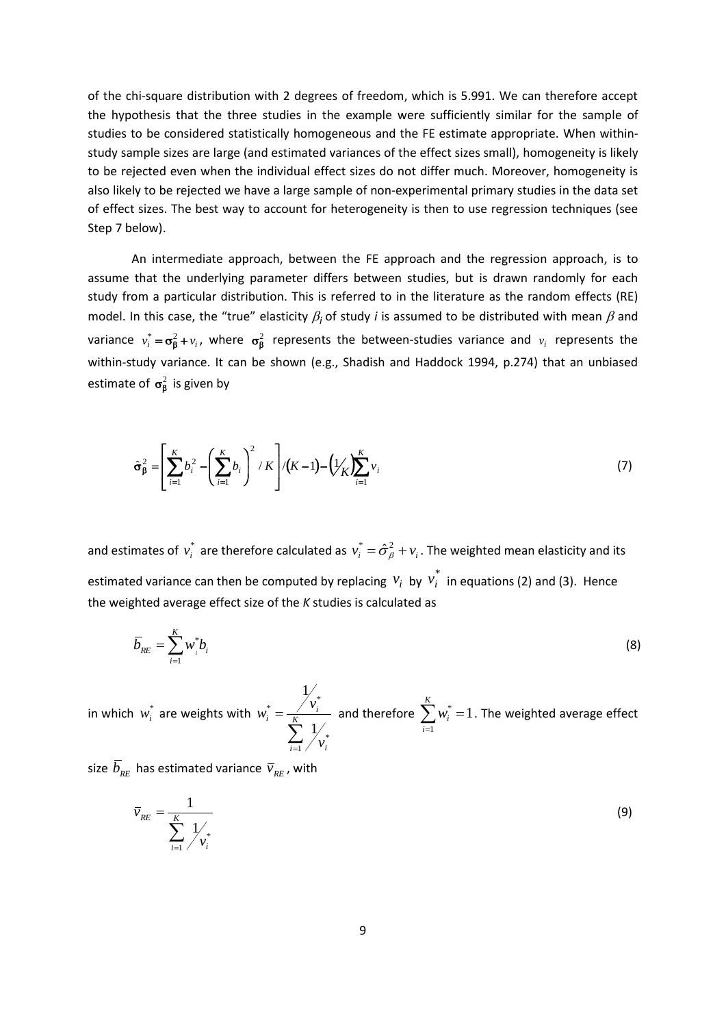of the chi-square distribution with 2 degrees of freedom, which is 5.991. We can therefore accept the hypothesis that the three studies in the example were sufficiently similar for the sample of studies to be considered statistically homogeneous and the FE estimate appropriate. When within-study sample sizes are large (and estimated variances of the effect sizes small), homogeneity is likely to be rejected even when the individual effect sizes do not differ much. Moreover, homogeneity is also likely to be rejected we have a large sample of non-experimental primary studies in the data set of effect sizes. The best way to account for heterogeneity is then to use regression techniques (see Step 7 below).

An intermediate approach, between the FE approach and the regression approach, is to assume that the underlying parameter differs between studies, but is drawn randomly for each study from a particular distribution. This is referred to in the literature as the random effects (RE) model. In this case, the "true" elasticity $\beta_i$ of study *i* is assumed to be distributed with mean $\beta$ and variance $v_i^* = \sigma_\beta^2 + v_i$, where $\sigma_\beta^2$ represents the between-studies variance and $v_i$ represents the within-study variance. It can be shown (e.g., Shadish and Haddock 1994, p.274) that an unbiased estimate of $\sigma_\beta^2$ is given by

$$\hat{\sigma}_\beta^2 = \left[ \sum_{i=1}^{K} b_i^2 - \left( \sum_{i=1}^{K} b_i \right)^2 / K \right] / (K-1) - \left( 1/K \right) \sum_{i=1}^{K} v_i \tag{7}$$

and estimates of $v_i^*$ are therefore calculated as $v_i^* = \hat{\sigma}_\beta^2 + v_i$. The weighted mean elasticity and its estimated variance can then be computed by replacing $v_i$ by $v_i^*$ in equations (2) and (3). Hence the weighted average effect size of the *K* studies is calculated as

$$\bar{b}_{RE} = \sum_{i=1}^{K} w_i^* b_i \tag{8}$$

in which $w_i^*$ are weights with $w_i^* = \dfrac{1/v_i^*}{\sum_{i=1}^{K} 1/v_i^*}$ and therefore $\sum_{i=1}^{K} w_i^* = 1$. The weighted average effect size $\bar{b}_{RE}$ has estimated variance $\bar{v}_{RE}$, with

$$\bar{v}_{RE} = \frac{1}{\sum_{i=1}^{K} 1/v_i^*} \tag{9}$$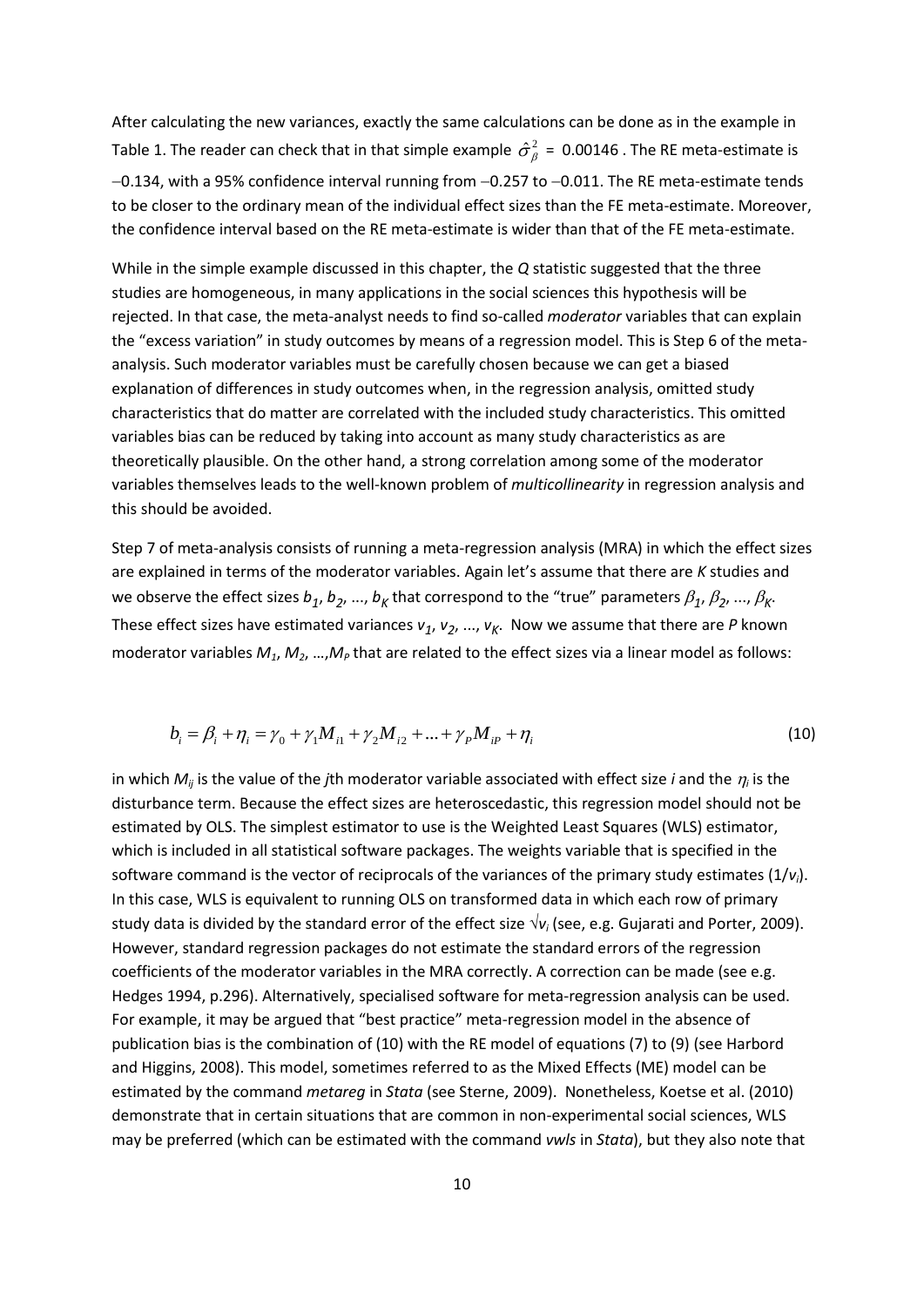After calculating the new variances, exactly the same calculations can be done as in the example in Table 1. The reader can check that in that simple example $\hat{\sigma}_{\beta}^{2}$ = 0.00146 . The RE meta-estimate is −0.134, with a 95% confidence interval running from −0.257 to −0.011. The RE meta-estimate tends to be closer to the ordinary mean of the individual effect sizes than the FE meta-estimate. Moreover, the confidence interval based on the RE meta-estimate is wider than that of the FE meta-estimate.

While in the simple example discussed in this chapter, the *Q* statistic suggested that the three studies are homogeneous, in many applications in the social sciences this hypothesis will be rejected. In that case, the meta-analyst needs to find so-called *moderator* variables that can explain the "excess variation" in study outcomes by means of a regression model. This is Step 6 of the meta-analysis. Such moderator variables must be carefully chosen because we can get a biased explanation of differences in study outcomes when, in the regression analysis, omitted study characteristics that do matter are correlated with the included study characteristics. This omitted variables bias can be reduced by taking into account as many study characteristics as are theoretically plausible. On the other hand, a strong correlation among some of the moderator variables themselves leads to the well-known problem of *multicollinearity* in regression analysis and this should be avoided.

Step 7 of meta-analysis consists of running a meta-regression analysis (MRA) in which the effect sizes are explained in terms of the moderator variables. Again let's assume that there are *K* studies and we observe the effect sizes $b_1$, $b_2$, ..., $b_K$ that correspond to the "true" parameters $\beta_1$, $\beta_2$, ..., $\beta_K$. These effect sizes have estimated variances $v_1$, $v_2$, ..., $v_K$. Now we assume that there are *P* known moderator variables $M_1$, $M_2$, …,$M_P$ that are related to the effect sizes via a linear model as follows:

$$b_i = \beta_i + \eta_i = \gamma_0 + \gamma_1 M_{i1} + \gamma_2 M_{i2} + ... + \gamma_P M_{iP} + \eta_i \tag{10}$$

in which $M_{ij}$ is the value of the *j*th moderator variable associated with effect size *i* and the $\eta_i$ is the disturbance term. Because the effect sizes are heteroscedastic, this regression model should not be estimated by OLS. The simplest estimator to use is the Weighted Least Squares (WLS) estimator, which is included in all statistical software packages. The weights variable that is specified in the software command is the vector of reciprocals of the variances of the primary study estimates ($1/v_i$). In this case, WLS is equivalent to running OLS on transformed data in which each row of primary study data is divided by the standard error of the effect size $\sqrt{v_i}$ (see, e.g. Gujarati and Porter, 2009). However, standard regression packages do not estimate the standard errors of the regression coefficients of the moderator variables in the MRA correctly. A correction can be made (see e.g. Hedges 1994, p.296). Alternatively, specialised software for meta-regression analysis can be used. For example, it may be argued that "best practice" meta-regression model in the absence of publication bias is the combination of (10) with the RE model of equations (7) to (9) (see Harbord and Higgins, 2008). This model, sometimes referred to as the Mixed Effects (ME) model can be estimated by the command *metareg* in *Stata* (see Sterne, 2009). Nonetheless, Koetse et al. (2010) demonstrate that in certain situations that are common in non-experimental social sciences, WLS may be preferred (which can be estimated with the command *vwls* in *Stata*), but they also note that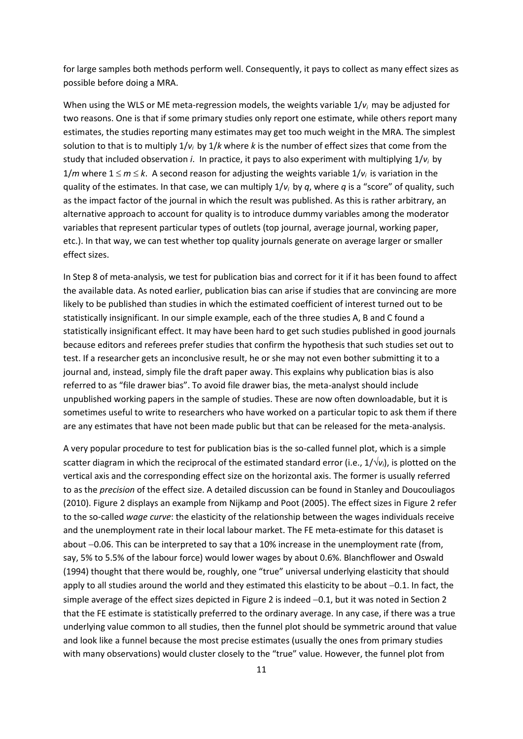for large samples both methods perform well. Consequently, it pays to collect as many effect sizes as possible before doing a MRA.

When using the WLS or ME meta-regression models, the weights variable $1/v_i$ may be adjusted for two reasons. One is that if some primary studies only report one estimate, while others report many estimates, the studies reporting many estimates may get too much weight in the MRA. The simplest solution to that is to multiply $1/v_i$ by $1/k$ where $k$ is the number of effect sizes that come from the study that included observation $i$. In practice, it pays to also experiment with multiplying $1/v_i$ by $1/m$ where $1 \leq m \leq k$. A second reason for adjusting the weights variable $1/v_i$ is variation in the quality of the estimates. In that case, we can multiply $1/v_i$ by $q$, where $q$ is a "score" of quality, such as the impact factor of the journal in which the result was published. As this is rather arbitrary, an alternative approach to account for quality is to introduce dummy variables among the moderator variables that represent particular types of outlets (top journal, average journal, working paper, etc.). In that way, we can test whether top quality journals generate on average larger or smaller effect sizes.

In Step 8 of meta-analysis, we test for publication bias and correct for it if it has been found to affect the available data. As noted earlier, publication bias can arise if studies that are convincing are more likely to be published than studies in which the estimated coefficient of interest turned out to be statistically insignificant. In our simple example, each of the three studies A, B and C found a statistically insignificant effect. It may have been hard to get such studies published in good journals because editors and referees prefer studies that confirm the hypothesis that such studies set out to test. If a researcher gets an inconclusive result, he or she may not even bother submitting it to a journal and, instead, simply file the draft paper away. This explains why publication bias is also referred to as "file drawer bias". To avoid file drawer bias, the meta-analyst should include unpublished working papers in the sample of studies. These are now often downloadable, but it is sometimes useful to write to researchers who have worked on a particular topic to ask them if there are any estimates that have not been made public but that can be released for the meta-analysis.

A very popular procedure to test for publication bias is the so-called funnel plot, which is a simple scatter diagram in which the reciprocal of the estimated standard error (i.e., $1/\sqrt{v_i}$), is plotted on the vertical axis and the corresponding effect size on the horizontal axis. The former is usually referred to as the *precision* of the effect size. A detailed discussion can be found in Stanley and Doucouliagos (2010). Figure 2 displays an example from Nijkamp and Poot (2005). The effect sizes in Figure 2 refer to the so-called *wage curve*: the elasticity of the relationship between the wages individuals receive and the unemployment rate in their local labour market. The FE meta-estimate for this dataset is about −0.06. This can be interpreted to say that a 10% increase in the unemployment rate (from, say, 5% to 5.5% of the labour force) would lower wages by about 0.6%. Blanchflower and Oswald (1994) thought that there would be, roughly, one "true" universal underlying elasticity that should apply to all studies around the world and they estimated this elasticity to be about −0.1. In fact, the simple average of the effect sizes depicted in Figure 2 is indeed −0.1, but it was noted in Section 2 that the FE estimate is statistically preferred to the ordinary average. In any case, if there was a true underlying value common to all studies, then the funnel plot should be symmetric around that value and look like a funnel because the most precise estimates (usually the ones from primary studies with many observations) would cluster closely to the "true" value. However, the funnel plot from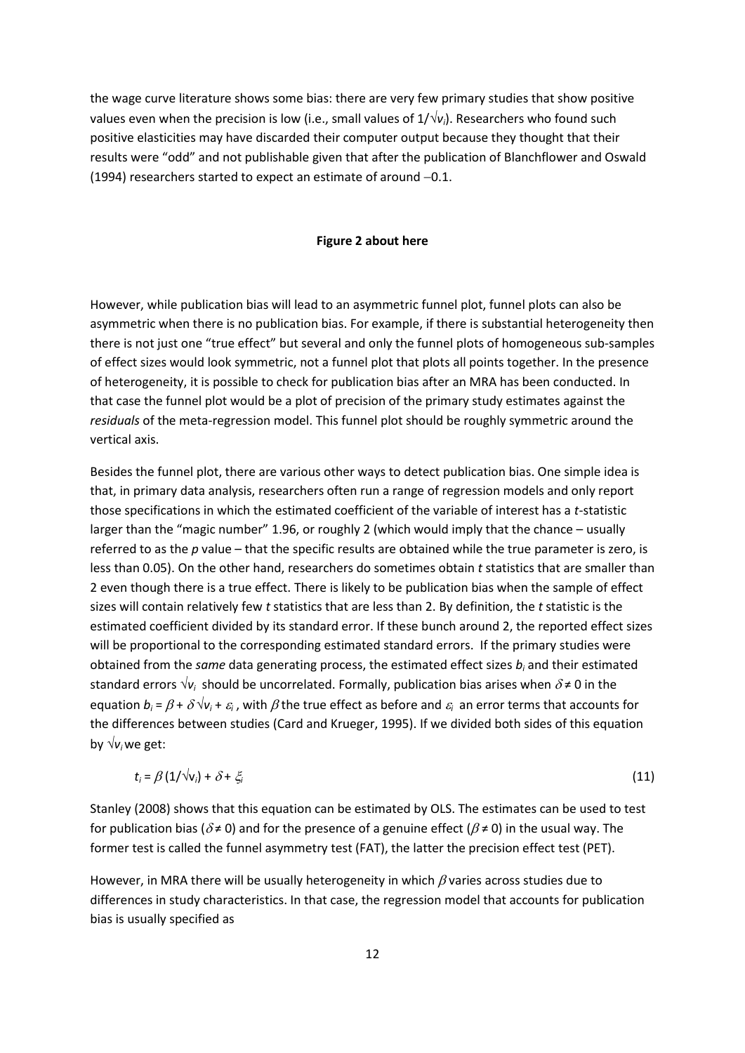the wage curve literature shows some bias: there are very few primary studies that show positive values even when the precision is low (i.e., small values of $1/\sqrt{v_i}$). Researchers who found such positive elasticities may have discarded their computer output because they thought that their results were "odd" and not publishable given that after the publication of Blanchflower and Oswald (1994) researchers started to expect an estimate of around −0.1.

**Figure 2 about here**

However, while publication bias will lead to an asymmetric funnel plot, funnel plots can also be asymmetric when there is no publication bias. For example, if there is substantial heterogeneity then there is not just one "true effect" but several and only the funnel plots of homogeneous sub-samples of effect sizes would look symmetric, not a funnel plot that plots all points together. In the presence of heterogeneity, it is possible to check for publication bias after an MRA has been conducted. In that case the funnel plot would be a plot of precision of the primary study estimates against the *residuals* of the meta-regression model. This funnel plot should be roughly symmetric around the vertical axis.

Besides the funnel plot, there are various other ways to detect publication bias. One simple idea is that, in primary data analysis, researchers often run a range of regression models and only report those specifications in which the estimated coefficient of the variable of interest has a *t*-statistic larger than the "magic number" 1.96, or roughly 2 (which would imply that the chance – usually referred to as the *p* value – that the specific results are obtained while the true parameter is zero, is less than 0.05). On the other hand, researchers do sometimes obtain *t* statistics that are smaller than 2 even though there is a true effect. There is likely to be publication bias when the sample of effect sizes will contain relatively few *t* statistics that are less than 2. By definition, the *t* statistic is the estimated coefficient divided by its standard error. If these bunch around 2, the reported effect sizes will be proportional to the corresponding estimated standard errors. If the primary studies were obtained from the *same* data generating process, the estimated effect sizes $b_i$ and their estimated standard errors $\sqrt{v_i}$ should be uncorrelated. Formally, publication bias arises when $\delta \neq 0$ in the equation $b_i = \beta + \delta\sqrt{v_i} + \varepsilon_i$, with $\beta$ the true effect as before and $\varepsilon_i$ an error terms that accounts for the differences between studies (Card and Krueger, 1995). If we divided both sides of this equation by $\sqrt{v_i}$ we get:

$$t_i = \beta\,(1/\sqrt{v_i}) + \delta + \xi_i \tag{11}$$

Stanley (2008) shows that this equation can be estimated by OLS. The estimates can be used to test for publication bias ($\delta \neq 0$) and for the presence of a genuine effect ($\beta \neq 0$) in the usual way. The former test is called the funnel asymmetry test (FAT), the latter the precision effect test (PET).

However, in MRA there will be usually heterogeneity in which $\beta$ varies across studies due to differences in study characteristics. In that case, the regression model that accounts for publication bias is usually specified as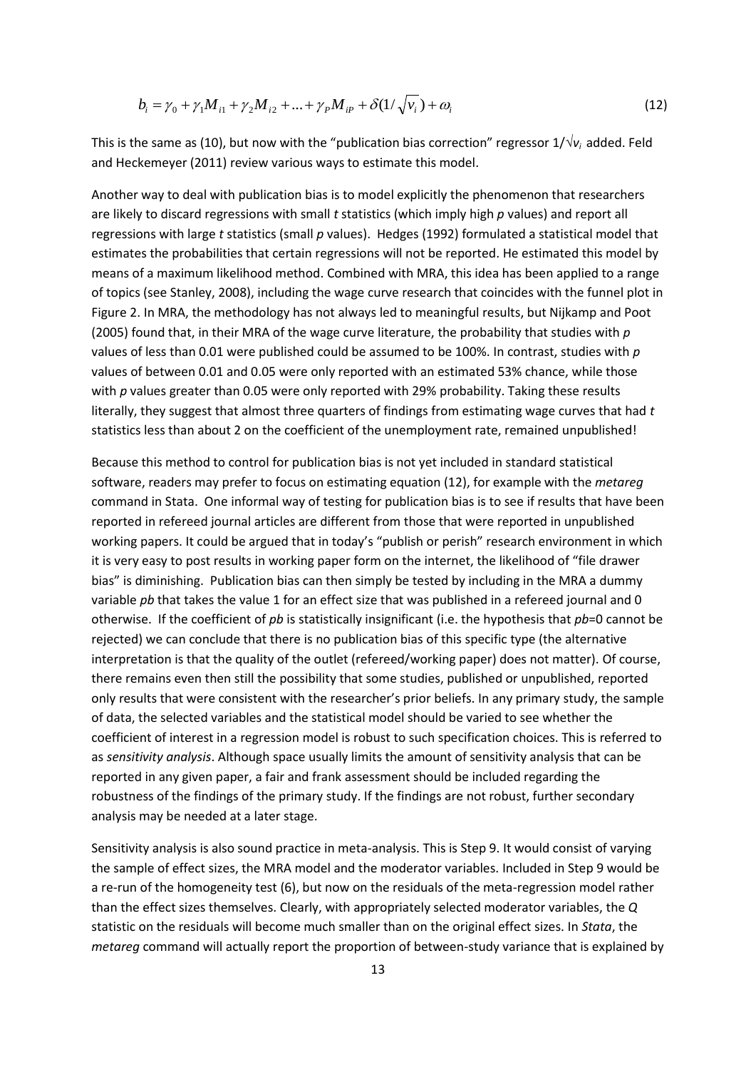$$b_i = \gamma_0 + \gamma_1 M_{i1} + \gamma_2 M_{i2} + ... + \gamma_P M_{iP} + \delta(1/\sqrt{v_i}) + \omega_i \tag{12}$$

This is the same as (10), but now with the "publication bias correction" regressor $1/\sqrt{v_i}$ added. Feld and Heckemeyer (2011) review various ways to estimate this model.

Another way to deal with publication bias is to model explicitly the phenomenon that researchers are likely to discard regressions with small *t* statistics (which imply high *p* values) and report all regressions with large *t* statistics (small *p* values). Hedges (1992) formulated a statistical model that estimates the probabilities that certain regressions will not be reported. He estimated this model by means of a maximum likelihood method. Combined with MRA, this idea has been applied to a range of topics (see Stanley, 2008), including the wage curve research that coincides with the funnel plot in Figure 2. In MRA, the methodology has not always led to meaningful results, but Nijkamp and Poot (2005) found that, in their MRA of the wage curve literature, the probability that studies with *p* values of less than 0.01 were published could be assumed to be 100%. In contrast, studies with *p* values of between 0.01 and 0.05 were only reported with an estimated 53% chance, while those with *p* values greater than 0.05 were only reported with 29% probability. Taking these results literally, they suggest that almost three quarters of findings from estimating wage curves that had *t* statistics less than about 2 on the coefficient of the unemployment rate, remained unpublished!

Because this method to control for publication bias is not yet included in standard statistical software, readers may prefer to focus on estimating equation (12), for example with the *metareg* command in Stata. One informal way of testing for publication bias is to see if results that have been reported in refereed journal articles are different from those that were reported in unpublished working papers. It could be argued that in today's "publish or perish" research environment in which it is very easy to post results in working paper form on the internet, the likelihood of "file drawer bias" is diminishing. Publication bias can then simply be tested by including in the MRA a dummy variable *pb* that takes the value 1 for an effect size that was published in a refereed journal and 0 otherwise. If the coefficient of *pb* is statistically insignificant (i.e. the hypothesis that *pb*=0 cannot be rejected) we can conclude that there is no publication bias of this specific type (the alternative interpretation is that the quality of the outlet (refereed/working paper) does not matter). Of course, there remains even then still the possibility that some studies, published or unpublished, reported only results that were consistent with the researcher's prior beliefs. In any primary study, the sample of data, the selected variables and the statistical model should be varied to see whether the coefficient of interest in a regression model is robust to such specification choices. This is referred to as *sensitivity analysis*. Although space usually limits the amount of sensitivity analysis that can be reported in any given paper, a fair and frank assessment should be included regarding the robustness of the findings of the primary study. If the findings are not robust, further secondary analysis may be needed at a later stage.

Sensitivity analysis is also sound practice in meta-analysis. This is Step 9. It would consist of varying the sample of effect sizes, the MRA model and the moderator variables. Included in Step 9 would be a re-run of the homogeneity test (6), but now on the residuals of the meta-regression model rather than the effect sizes themselves. Clearly, with appropriately selected moderator variables, the *Q* statistic on the residuals will become much smaller than on the original effect sizes. In *Stata*, the *metareg* command will actually report the proportion of between-study variance that is explained by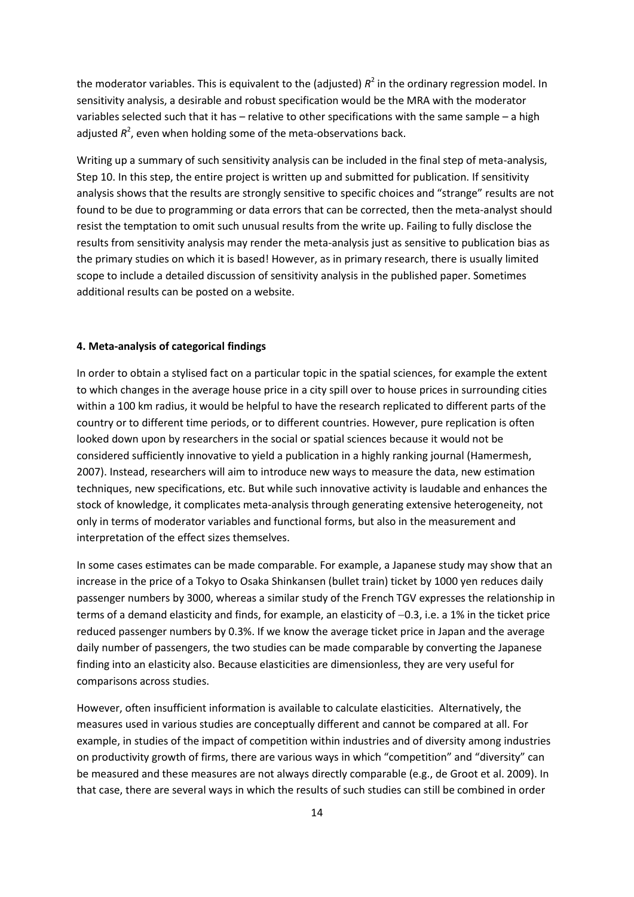the moderator variables. This is equivalent to the (adjusted) $R^2$ in the ordinary regression model. In sensitivity analysis, a desirable and robust specification would be the MRA with the moderator variables selected such that it has – relative to other specifications with the same sample – a high adjusted $R^2$, even when holding some of the meta-observations back.

Writing up a summary of such sensitivity analysis can be included in the final step of meta-analysis, Step 10. In this step, the entire project is written up and submitted for publication. If sensitivity analysis shows that the results are strongly sensitive to specific choices and "strange" results are not found to be due to programming or data errors that can be corrected, then the meta-analyst should resist the temptation to omit such unusual results from the write up. Failing to fully disclose the results from sensitivity analysis may render the meta-analysis just as sensitive to publication bias as the primary studies on which it is based! However, as in primary research, there is usually limited scope to include a detailed discussion of sensitivity analysis in the published paper. Sometimes additional results can be posted on a website.

## 4. Meta-analysis of categorical findings

In order to obtain a stylised fact on a particular topic in the spatial sciences, for example the extent to which changes in the average house price in a city spill over to house prices in surrounding cities within a 100 km radius, it would be helpful to have the research replicated to different parts of the country or to different time periods, or to different countries. However, pure replication is often looked down upon by researchers in the social or spatial sciences because it would not be considered sufficiently innovative to yield a publication in a highly ranking journal (Hamermesh, 2007). Instead, researchers will aim to introduce new ways to measure the data, new estimation techniques, new specifications, etc. But while such innovative activity is laudable and enhances the stock of knowledge, it complicates meta-analysis through generating extensive heterogeneity, not only in terms of moderator variables and functional forms, but also in the measurement and interpretation of the effect sizes themselves.

In some cases estimates can be made comparable. For example, a Japanese study may show that an increase in the price of a Tokyo to Osaka Shinkansen (bullet train) ticket by 1000 yen reduces daily passenger numbers by 3000, whereas a similar study of the French TGV expresses the relationship in terms of a demand elasticity and finds, for example, an elasticity of −0.3, i.e. a 1% in the ticket price reduced passenger numbers by 0.3%. If we know the average ticket price in Japan and the average daily number of passengers, the two studies can be made comparable by converting the Japanese finding into an elasticity also. Because elasticities are dimensionless, they are very useful for comparisons across studies.

However, often insufficient information is available to calculate elasticities. Alternatively, the measures used in various studies are conceptually different and cannot be compared at all. For example, in studies of the impact of competition within industries and of diversity among industries on productivity growth of firms, there are various ways in which "competition" and "diversity" can be measured and these measures are not always directly comparable (e.g., de Groot et al. 2009). In that case, there are several ways in which the results of such studies can still be combined in order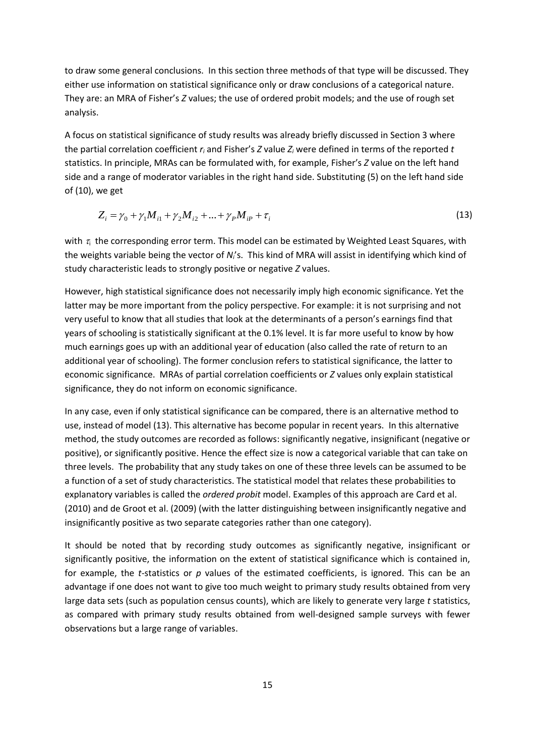to draw some general conclusions. In this section three methods of that type will be discussed. They either use information on statistical significance only or draw conclusions of a categorical nature. They are: an MRA of Fisher's *Z* values; the use of ordered probit models; and the use of rough set analysis.

A focus on statistical significance of study results was already briefly discussed in Section 3 where the partial correlation coefficient $r_i$ and Fisher's *Z* value $Z_i$ were defined in terms of the reported *t* statistics. In principle, MRAs can be formulated with, for example, Fisher's *Z* value on the left hand side and a range of moderator variables in the right hand side. Substituting (5) on the left hand side of (10), we get

$$Z_i = \gamma_0 + \gamma_1 M_{i1} + \gamma_2 M_{i2} + ... + \gamma_P M_{iP} + \tau_i \tag{13}$$

with $\tau_i$ the corresponding error term. This model can be estimated by Weighted Least Squares, with the weights variable being the vector of $N_i$'s. This kind of MRA will assist in identifying which kind of study characteristic leads to strongly positive or negative *Z* values.

However, high statistical significance does not necessarily imply high economic significance. Yet the latter may be more important from the policy perspective. For example: it is not surprising and not very useful to know that all studies that look at the determinants of a person's earnings find that years of schooling is statistically significant at the 0.1% level. It is far more useful to know by how much earnings goes up with an additional year of education (also called the rate of return to an additional year of schooling). The former conclusion refers to statistical significance, the latter to economic significance. MRAs of partial correlation coefficients or *Z* values only explain statistical significance, they do not inform on economic significance.

In any case, even if only statistical significance can be compared, there is an alternative method to use, instead of model (13). This alternative has become popular in recent years. In this alternative method, the study outcomes are recorded as follows: significantly negative, insignificant (negative or positive), or significantly positive. Hence the effect size is now a categorical variable that can take on three levels. The probability that any study takes on one of these three levels can be assumed to be a function of a set of study characteristics. The statistical model that relates these probabilities to explanatory variables is called the *ordered probit* model. Examples of this approach are Card et al. (2010) and de Groot et al. (2009) (with the latter distinguishing between insignificantly negative and insignificantly positive as two separate categories rather than one category).

It should be noted that by recording study outcomes as significantly negative, insignificant or significantly positive, the information on the extent of statistical significance which is contained in, for example, the *t*-statistics or *p* values of the estimated coefficients, is ignored. This can be an advantage if one does not want to give too much weight to primary study results obtained from very large data sets (such as population census counts), which are likely to generate very large *t* statistics, as compared with primary study results obtained from well-designed sample surveys with fewer observations but a large range of variables.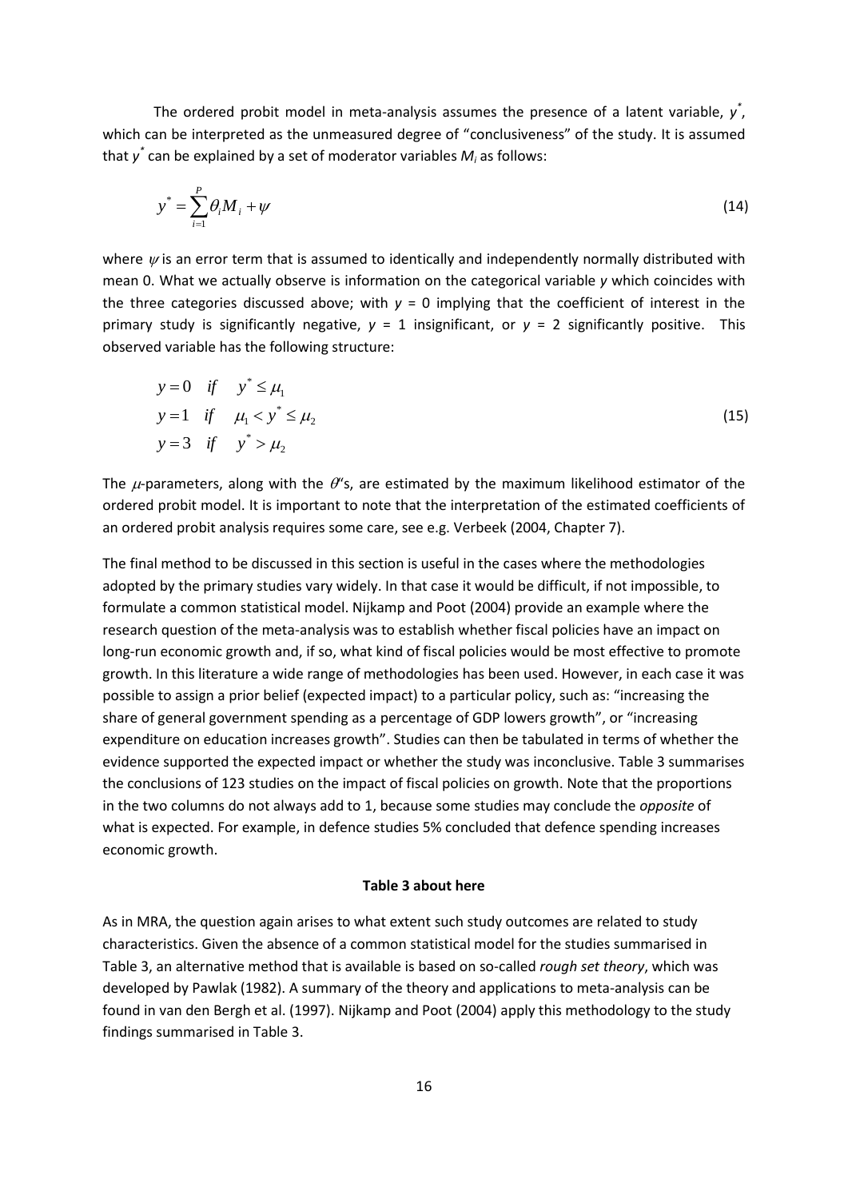The ordered probit model in meta-analysis assumes the presence of a latent variable, $y^*$, which can be interpreted as the unmeasured degree of "conclusiveness" of the study. It is assumed that $y^*$ can be explained by a set of moderator variables $M_i$ as follows:

$$y^* = \sum_{i=1}^{P} \theta_i M_i + \psi \tag{14}$$

where $\psi$ is an error term that is assumed to identically and independently normally distributed with mean 0. What we actually observe is information on the categorical variable $y$ which coincides with the three categories discussed above; with $y$ = 0 implying that the coefficient of interest in the primary study is significantly negative, $y$ = 1 insignificant, or $y$ = 2 significantly positive. This observed variable has the following structure:

$$\begin{aligned}
y &= 0 \quad if \quad y^* \leq \mu_1 \\
y &= 1 \quad if \quad \mu_1 < y^* \leq \mu_2 \\
y &= 3 \quad if \quad y^* > \mu_2
\end{aligned} \tag{15}$$

The $\mu$-parameters, along with the $\theta$'s, are estimated by the maximum likelihood estimator of the ordered probit model. It is important to note that the interpretation of the estimated coefficients of an ordered probit analysis requires some care, see e.g. Verbeek (2004, Chapter 7).

The final method to be discussed in this section is useful in the cases where the methodologies adopted by the primary studies vary widely. In that case it would be difficult, if not impossible, to formulate a common statistical model. Nijkamp and Poot (2004) provide an example where the research question of the meta-analysis was to establish whether fiscal policies have an impact on long-run economic growth and, if so, what kind of fiscal policies would be most effective to promote growth. In this literature a wide range of methodologies has been used. However, in each case it was possible to assign a prior belief (expected impact) to a particular policy, such as: "increasing the share of general government spending as a percentage of GDP lowers growth", or "increasing expenditure on education increases growth". Studies can then be tabulated in terms of whether the evidence supported the expected impact or whether the study was inconclusive. Table 3 summarises the conclusions of 123 studies on the impact of fiscal policies on growth. Note that the proportions in the two columns do not always add to 1, because some studies may conclude the *opposite* of what is expected. For example, in defence studies 5% concluded that defence spending increases economic growth.

**Table 3 about here**

As in MRA, the question again arises to what extent such study outcomes are related to study characteristics. Given the absence of a common statistical model for the studies summarised in Table 3, an alternative method that is available is based on so-called *rough set theory*, which was developed by Pawlak (1982). A summary of the theory and applications to meta-analysis can be found in van den Bergh et al. (1997). Nijkamp and Poot (2004) apply this methodology to the study findings summarised in Table 3.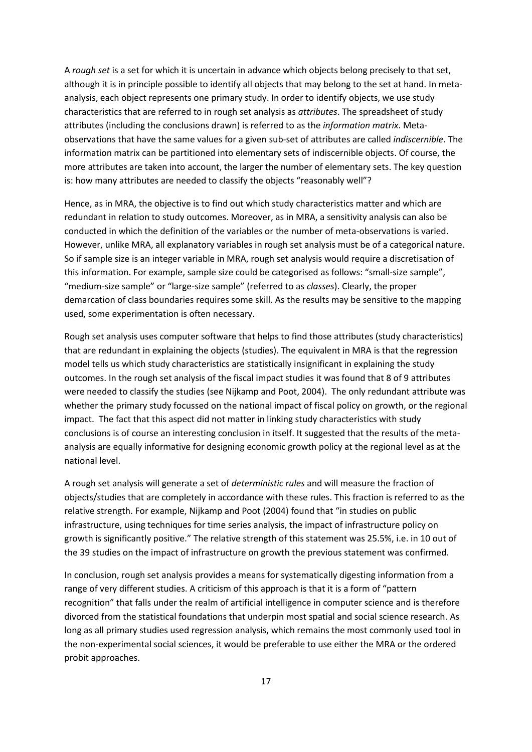A *rough set* is a set for which it is uncertain in advance which objects belong precisely to that set, although it is in principle possible to identify all objects that may belong to the set at hand. In meta-analysis, each object represents one primary study. In order to identify objects, we use study characteristics that are referred to in rough set analysis as *attributes*. The spreadsheet of study attributes (including the conclusions drawn) is referred to as the *information matrix*. Meta-observations that have the same values for a given sub-set of attributes are called *indiscernible*. The information matrix can be partitioned into elementary sets of indiscernible objects. Of course, the more attributes are taken into account, the larger the number of elementary sets. The key question is: how many attributes are needed to classify the objects "reasonably well"?

Hence, as in MRA, the objective is to find out which study characteristics matter and which are redundant in relation to study outcomes. Moreover, as in MRA, a sensitivity analysis can also be conducted in which the definition of the variables or the number of meta-observations is varied. However, unlike MRA, all explanatory variables in rough set analysis must be of a categorical nature. So if sample size is an integer variable in MRA, rough set analysis would require a discretisation of this information. For example, sample size could be categorised as follows: "small-size sample", "medium-size sample" or "large-size sample" (referred to as *classes*). Clearly, the proper demarcation of class boundaries requires some skill. As the results may be sensitive to the mapping used, some experimentation is often necessary.

Rough set analysis uses computer software that helps to find those attributes (study characteristics) that are redundant in explaining the objects (studies). The equivalent in MRA is that the regression model tells us which study characteristics are statistically insignificant in explaining the study outcomes. In the rough set analysis of the fiscal impact studies it was found that 8 of 9 attributes were needed to classify the studies (see Nijkamp and Poot, 2004). The only redundant attribute was whether the primary study focussed on the national impact of fiscal policy on growth, or the regional impact. The fact that this aspect did not matter in linking study characteristics with study conclusions is of course an interesting conclusion in itself. It suggested that the results of the meta-analysis are equally informative for designing economic growth policy at the regional level as at the national level.

A rough set analysis will generate a set of *deterministic rules* and will measure the fraction of objects/studies that are completely in accordance with these rules. This fraction is referred to as the relative strength. For example, Nijkamp and Poot (2004) found that "in studies on public infrastructure, using techniques for time series analysis, the impact of infrastructure policy on growth is significantly positive." The relative strength of this statement was 25.5%, i.e. in 10 out of the 39 studies on the impact of infrastructure on growth the previous statement was confirmed.

In conclusion, rough set analysis provides a means for systematically digesting information from a range of very different studies. A criticism of this approach is that it is a form of "pattern recognition" that falls under the realm of artificial intelligence in computer science and is therefore divorced from the statistical foundations that underpin most spatial and social science research. As long as all primary studies used regression analysis, which remains the most commonly used tool in the non-experimental social sciences, it would be preferable to use either the MRA or the ordered probit approaches.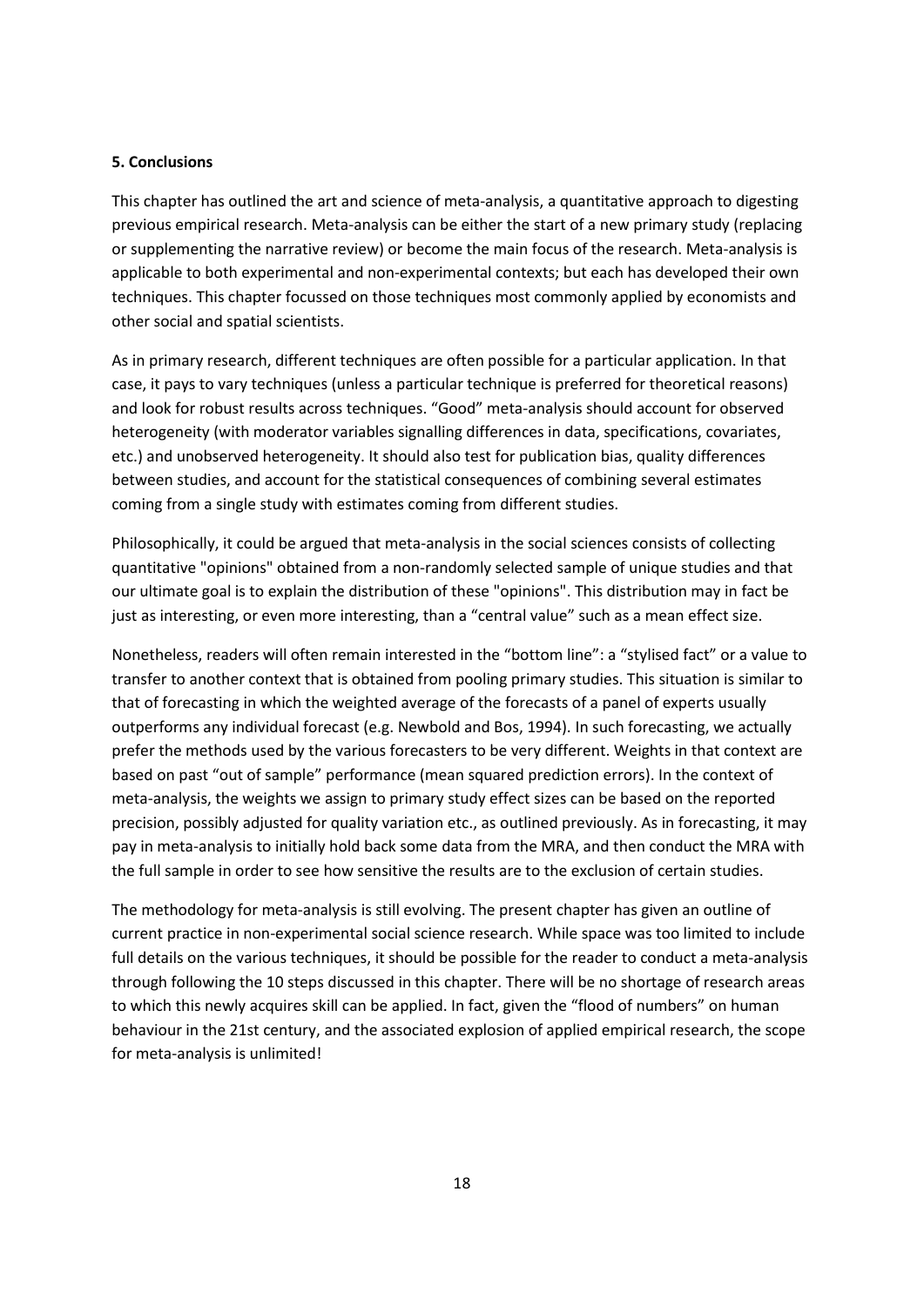**5. Conclusions**

This chapter has outlined the art and science of meta-analysis, a quantitative approach to digesting previous empirical research. Meta-analysis can be either the start of a new primary study (replacing or supplementing the narrative review) or become the main focus of the research. Meta-analysis is applicable to both experimental and non-experimental contexts; but each has developed their own techniques. This chapter focussed on those techniques most commonly applied by economists and other social and spatial scientists.

As in primary research, different techniques are often possible for a particular application. In that case, it pays to vary techniques (unless a particular technique is preferred for theoretical reasons) and look for robust results across techniques. "Good" meta-analysis should account for observed heterogeneity (with moderator variables signalling differences in data, specifications, covariates, etc.) and unobserved heterogeneity. It should also test for publication bias, quality differences between studies, and account for the statistical consequences of combining several estimates coming from a single study with estimates coming from different studies.

Philosophically, it could be argued that meta-analysis in the social sciences consists of collecting quantitative "opinions" obtained from a non-randomly selected sample of unique studies and that our ultimate goal is to explain the distribution of these "opinions". This distribution may in fact be just as interesting, or even more interesting, than a "central value" such as a mean effect size.

Nonetheless, readers will often remain interested in the "bottom line": a "stylised fact" or a value to transfer to another context that is obtained from pooling primary studies. This situation is similar to that of forecasting in which the weighted average of the forecasts of a panel of experts usually outperforms any individual forecast (e.g. Newbold and Bos, 1994). In such forecasting, we actually prefer the methods used by the various forecasters to be very different. Weights in that context are based on past "out of sample" performance (mean squared prediction errors). In the context of meta-analysis, the weights we assign to primary study effect sizes can be based on the reported precision, possibly adjusted for quality variation etc., as outlined previously. As in forecasting, it may pay in meta-analysis to initially hold back some data from the MRA, and then conduct the MRA with the full sample in order to see how sensitive the results are to the exclusion of certain studies.

The methodology for meta-analysis is still evolving. The present chapter has given an outline of current practice in non-experimental social science research. While space was too limited to include full details on the various techniques, it should be possible for the reader to conduct a meta-analysis through following the 10 steps discussed in this chapter. There will be no shortage of research areas to which this newly acquires skill can be applied. In fact, given the "flood of numbers" on human behaviour in the 21st century, and the associated explosion of applied empirical research, the scope for meta-analysis is unlimited!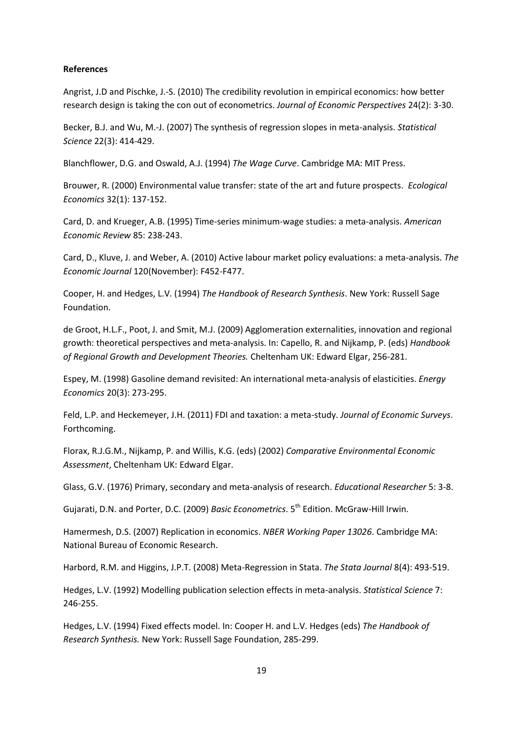**References**

Angrist, J.D and Pischke, J.-S. (2010) The credibility revolution in empirical economics: how better research design is taking the con out of econometrics. *Journal of Economic Perspectives* 24(2): 3-30.

Becker, B.J. and Wu, M.-J. (2007) The synthesis of regression slopes in meta-analysis. *Statistical Science* 22(3): 414-429.

Blanchflower, D.G. and Oswald, A.J. (1994) *The Wage Curve*. Cambridge MA: MIT Press.

Brouwer, R. (2000) Environmental value transfer: state of the art and future prospects. *Ecological Economics* 32(1): 137-152.

Card, D. and Krueger, A.B. (1995) Time-series minimum-wage studies: a meta-analysis. *American Economic Review* 85: 238-243.

Card, D., Kluve, J. and Weber, A. (2010) Active labour market policy evaluations: a meta-analysis. *The Economic Journal* 120(November): F452-F477.

Cooper, H. and Hedges, L.V. (1994) *The Handbook of Research Synthesis*. New York: Russell Sage Foundation.

de Groot, H.L.F., Poot, J. and Smit, M.J. (2009) Agglomeration externalities, innovation and regional growth: theoretical perspectives and meta-analysis. In: Capello, R. and Nijkamp, P. (eds) *Handbook of Regional Growth and Development Theories.* Cheltenham UK: Edward Elgar, 256-281.

Espey, M. (1998) Gasoline demand revisited: An international meta-analysis of elasticities. *Energy Economics* 20(3): 273-295.

Feld, L.P. and Heckemeyer, J.H. (2011) FDI and taxation: a meta-study. *Journal of Economic Surveys*. Forthcoming.

Florax, R.J.G.M., Nijkamp, P. and Willis, K.G. (eds) (2002) *Comparative Environmental Economic Assessment*, Cheltenham UK: Edward Elgar.

Glass, G.V. (1976) Primary, secondary and meta-analysis of research. *Educational Researcher* 5: 3-8.

Gujarati, D.N. and Porter, D.C. (2009) *Basic Econometrics*. 5th Edition. McGraw-Hill Irwin.

Hamermesh, D.S. (2007) Replication in economics. *NBER Working Paper 13026*. Cambridge MA: National Bureau of Economic Research.

Harbord, R.M. and Higgins, J.P.T. (2008) Meta-Regression in Stata. *The Stata Journal* 8(4): 493-519.

Hedges, L.V. (1992) Modelling publication selection effects in meta-analysis. *Statistical Science* 7: 246-255.

Hedges, L.V. (1994) Fixed effects model. In: Cooper H. and L.V. Hedges (eds) *The Handbook of Research Synthesis.* New York: Russell Sage Foundation, 285-299.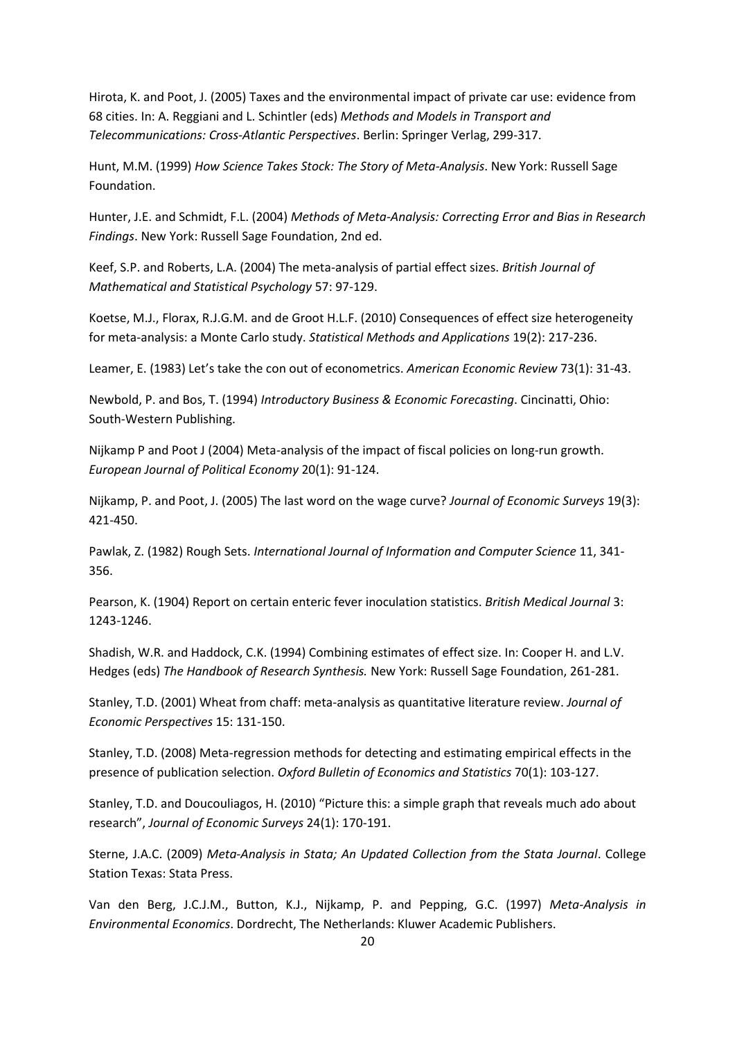Hirota, K. and Poot, J. (2005) Taxes and the environmental impact of private car use: evidence from 68 cities. In: A. Reggiani and L. Schintler (eds) *Methods and Models in Transport and Telecommunications: Cross-Atlantic Perspectives*. Berlin: Springer Verlag, 299-317.

Hunt, M.M. (1999) *How Science Takes Stock: The Story of Meta-Analysis*. New York: Russell Sage Foundation.

Hunter, J.E. and Schmidt, F.L. (2004) *Methods of Meta-Analysis: Correcting Error and Bias in Research Findings*. New York: Russell Sage Foundation, 2nd ed.

Keef, S.P. and Roberts, L.A. (2004) The meta-analysis of partial effect sizes. *British Journal of Mathematical and Statistical Psychology* 57: 97-129.

Koetse, M.J., Florax, R.J.G.M. and de Groot H.L.F. (2010) Consequences of effect size heterogeneity for meta-analysis: a Monte Carlo study. *Statistical Methods and Applications* 19(2): 217-236.

Leamer, E. (1983) Let's take the con out of econometrics. *American Economic Review* 73(1): 31-43.

Newbold, P. and Bos, T. (1994) *Introductory Business & Economic Forecasting*. Cincinatti, Ohio: South-Western Publishing.

Nijkamp P and Poot J (2004) Meta-analysis of the impact of fiscal policies on long-run growth. *European Journal of Political Economy* 20(1): 91-124.

Nijkamp, P. and Poot, J. (2005) The last word on the wage curve? *Journal of Economic Surveys* 19(3): 421-450.

Pawlak, Z. (1982) Rough Sets. *International Journal of Information and Computer Science* 11, 341-356.

Pearson, K. (1904) Report on certain enteric fever inoculation statistics. *British Medical Journal* 3: 1243-1246.

Shadish, W.R. and Haddock, C.K. (1994) Combining estimates of effect size. In: Cooper H. and L.V. Hedges (eds) *The Handbook of Research Synthesis.* New York: Russell Sage Foundation, 261-281.

Stanley, T.D. (2001) Wheat from chaff: meta-analysis as quantitative literature review. *Journal of Economic Perspectives* 15: 131-150.

Stanley, T.D. (2008) Meta-regression methods for detecting and estimating empirical effects in the presence of publication selection. *Oxford Bulletin of Economics and Statistics* 70(1): 103-127.

Stanley, T.D. and Doucouliagos, H. (2010) "Picture this: a simple graph that reveals much ado about research", *Journal of Economic Surveys* 24(1): 170-191.

Sterne, J.A.C. (2009) *Meta-Analysis in Stata; An Updated Collection from the Stata Journal*. College Station Texas: Stata Press.

Van den Berg, J.C.J.M., Button, K.J., Nijkamp, P. and Pepping, G.C. (1997) *Meta-Analysis in Environmental Economics*. Dordrecht, The Netherlands: Kluwer Academic Publishers.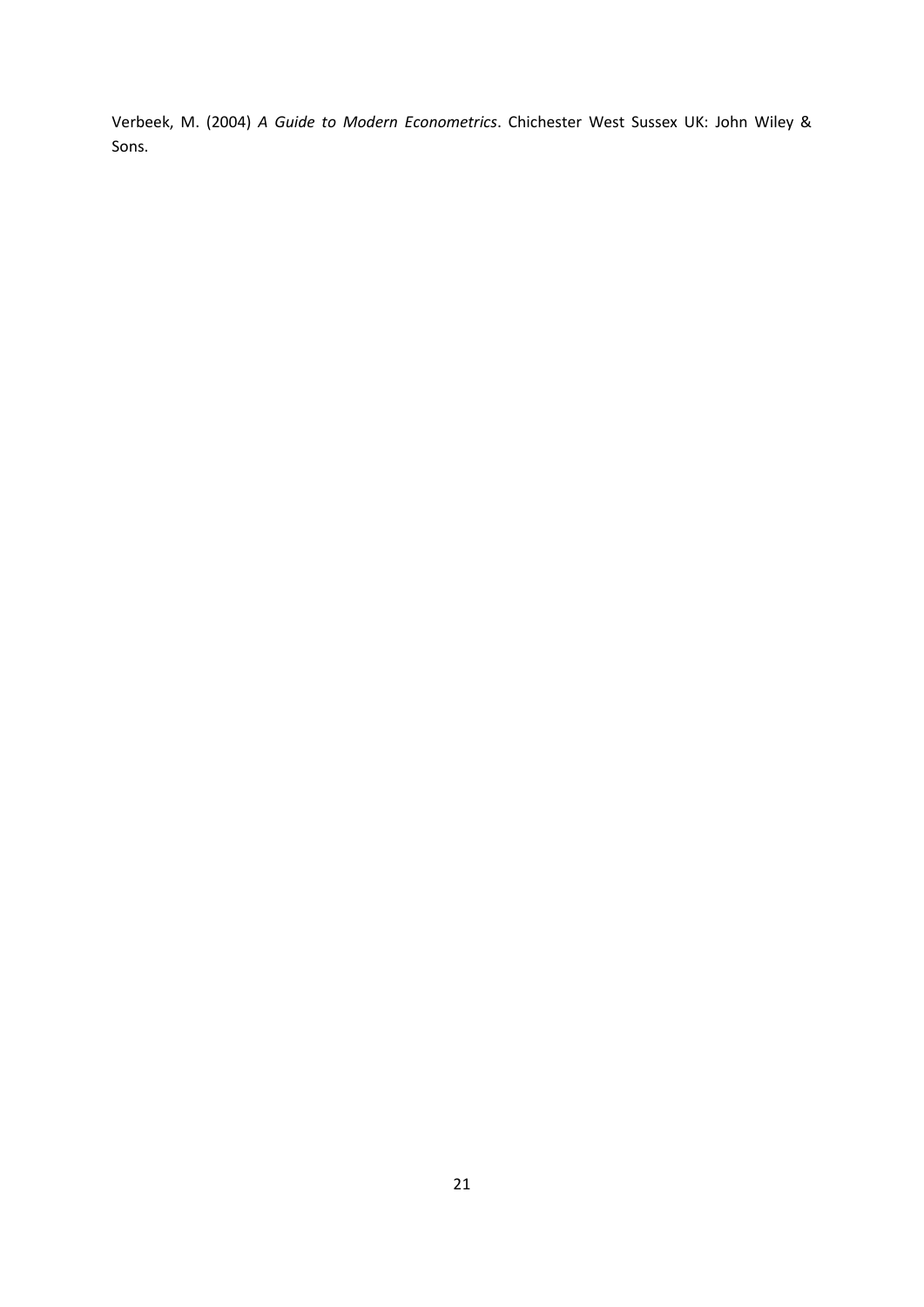Verbeek, M. (2004) *A Guide to Modern Econometrics*. Chichester West Sussex UK: John Wiley & Sons.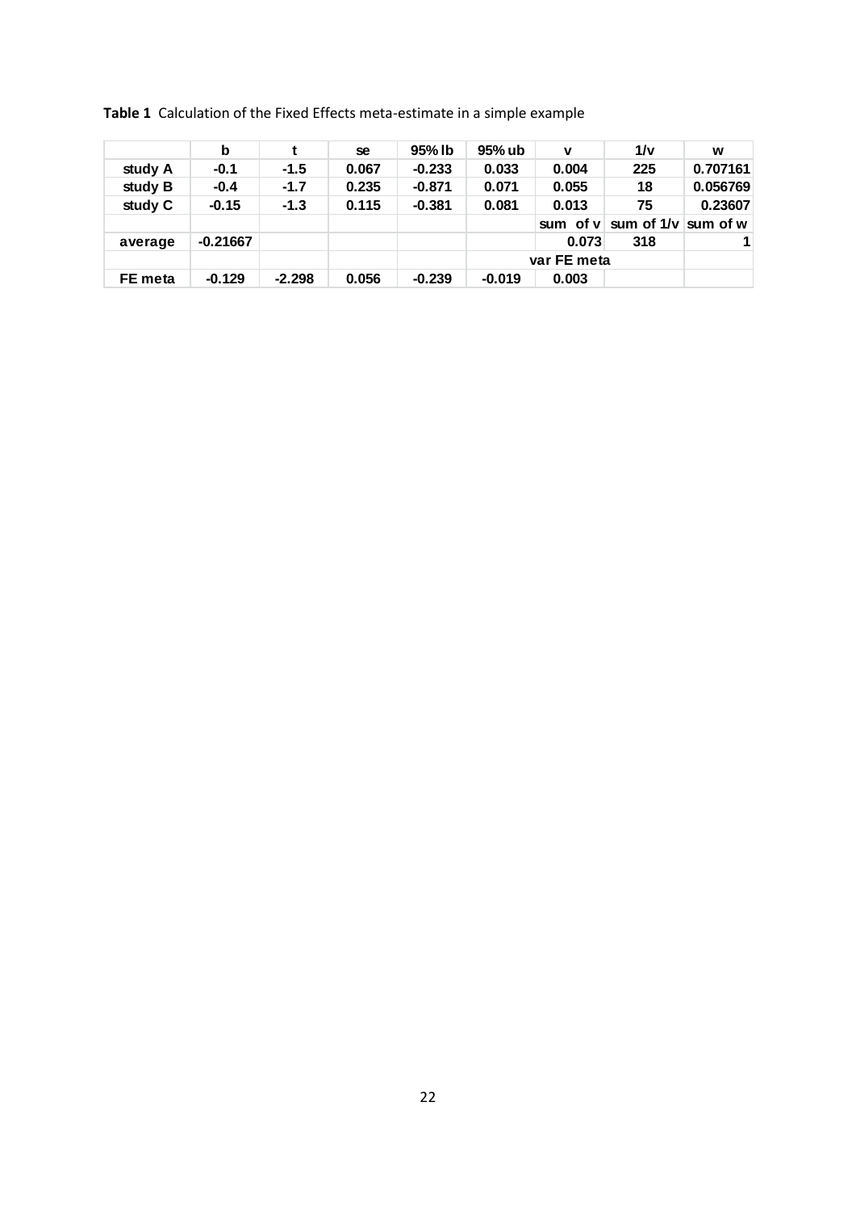**Table 1** Calculation of the Fixed Effects meta-estimate in a simple example

| | b | t | se | 95% lb | 95% ub | v | 1/v | w |
|---|---|---|---|---|---|---|---|---|
| study A | -0.1 | -1.5 | 0.067 | -0.233 | 0.033 | 0.004 | 225 | 0.707161 |
| study B | -0.4 | -1.7 | 0.235 | -0.871 | 0.071 | 0.055 | 18 | 0.056769 |
| study C | -0.15 | -1.3 | 0.115 | -0.381 | 0.081 | 0.013 | 75 | 0.23607 |
| | | | | | | sum of v | sum of 1/v | sum of w |
| average | -0.21667 | | | | | 0.073 | 318 | 1 |
| | | | | | var FE meta | | | |
| FE meta | -0.129 | -2.298 | 0.056 | -0.239 | -0.019 | 0.003 | | |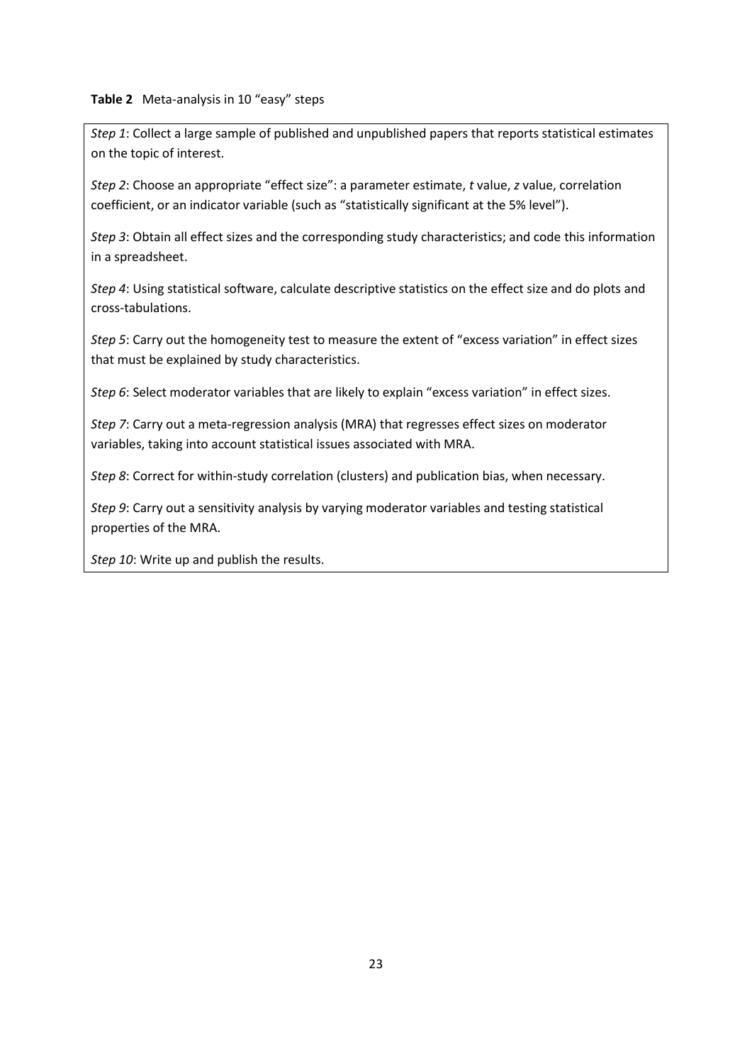**Table 2** Meta-analysis in 10 "easy" steps

*Step 1*: Collect a large sample of published and unpublished papers that reports statistical estimates on the topic of interest.

*Step 2*: Choose an appropriate "effect size": a parameter estimate, *t* value, *z* value, correlation coefficient, or an indicator variable (such as "statistically significant at the 5% level").

*Step 3*: Obtain all effect sizes and the corresponding study characteristics; and code this information in a spreadsheet.

*Step 4*: Using statistical software, calculate descriptive statistics on the effect size and do plots and cross-tabulations.

*Step 5*: Carry out the homogeneity test to measure the extent of "excess variation" in effect sizes that must be explained by study characteristics.

*Step 6*: Select moderator variables that are likely to explain "excess variation" in effect sizes.

*Step 7*: Carry out a meta-regression analysis (MRA) that regresses effect sizes on moderator variables, taking into account statistical issues associated with MRA.

*Step 8*: Correct for within-study correlation (clusters) and publication bias, when necessary.

*Step 9*: Carry out a sensitivity analysis by varying moderator variables and testing statistical properties of the MRA.

*Step 10*: Write up and publish the results.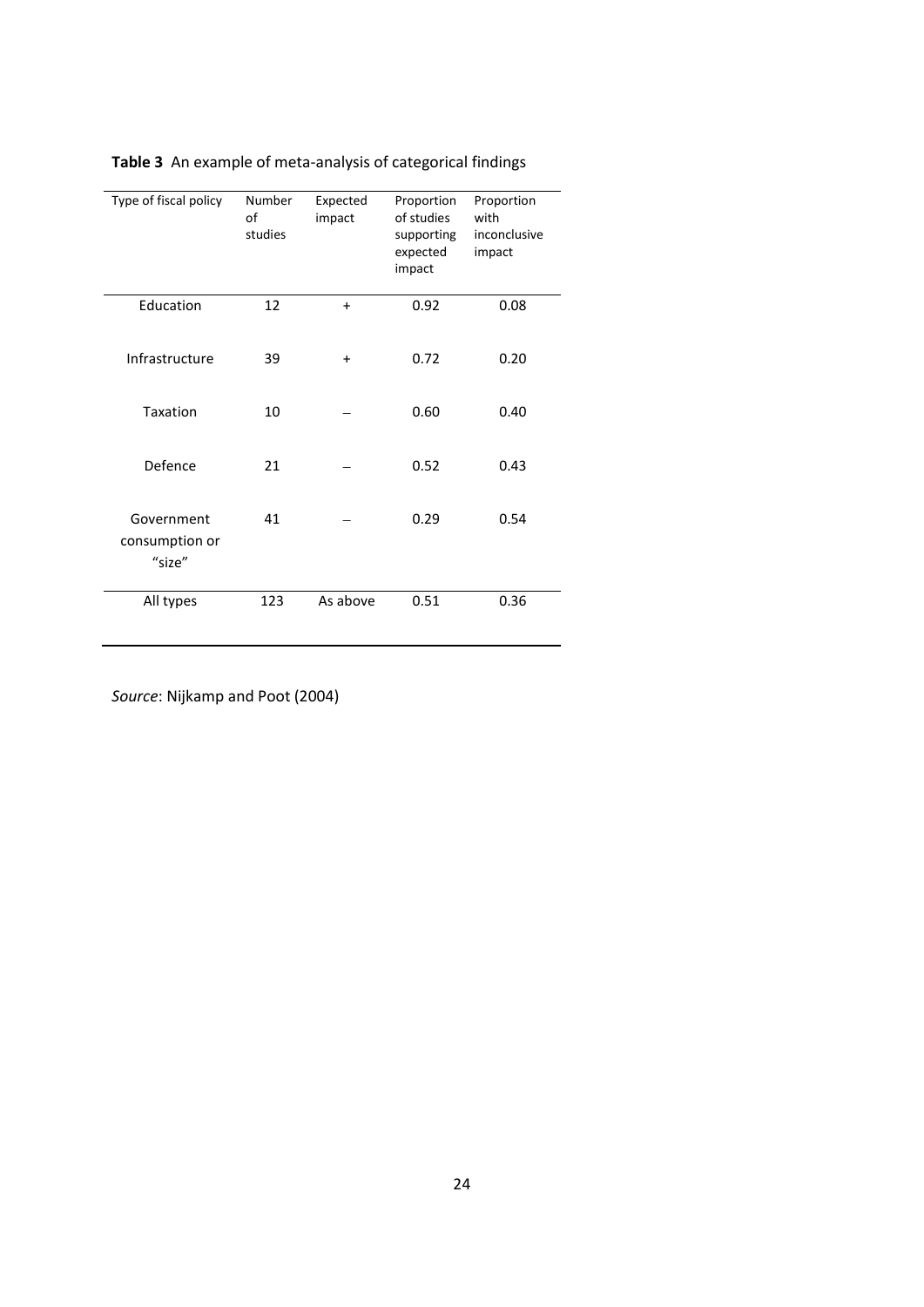**Table 3** An example of meta-analysis of categorical findings

| Type of fiscal policy | Number of studies | Expected impact | Proportion of studies supporting expected impact | Proportion with inconclusive impact |
|---|---|---|---|---|
| Education | 12 | + | 0.92 | 0.08 |
| Infrastructure | 39 | + | 0.72 | 0.20 |
| Taxation | 10 | – | 0.60 | 0.40 |
| Defence | 21 | – | 0.52 | 0.43 |
| Government consumption or "size" | 41 | – | 0.29 | 0.54 |
| All types | 123 | As above | 0.51 | 0.36 |

*Source*: Nijkamp and Poot (2004)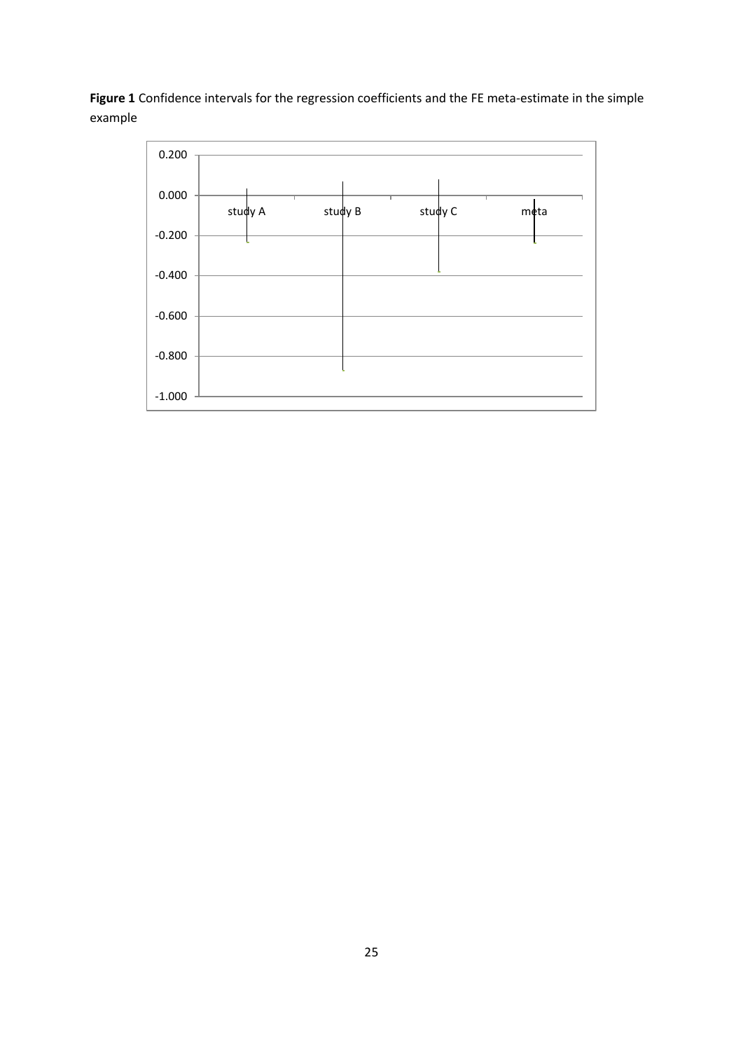**Figure 1** Confidence intervals for the regression coefficients and the FE meta-estimate in the simple example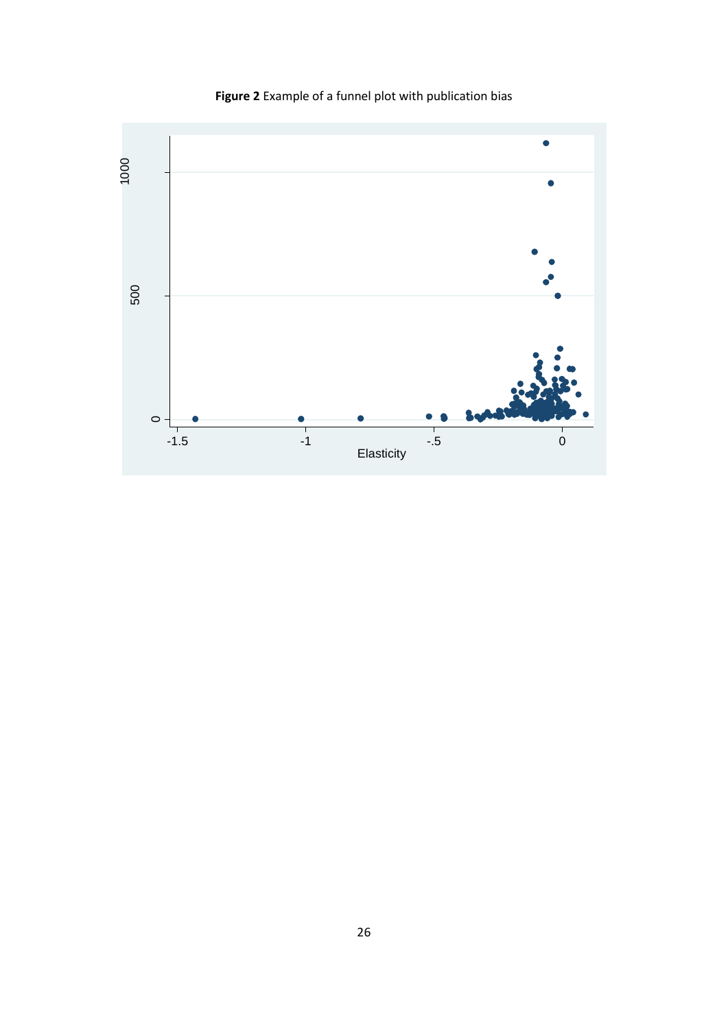**Figure 2** Example of a funnel plot with publication bias

1000

500

0

-1.5

-1

-.5

0

Elasticity